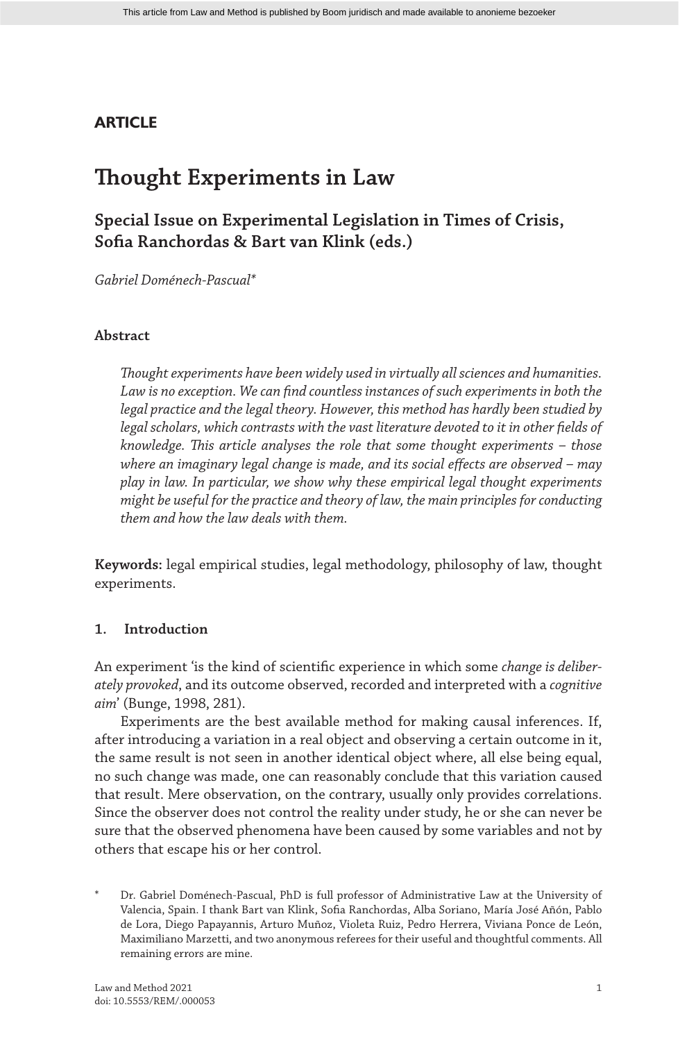**ARTICLE**

# Thought Experiments in Law

## Special Issue on Experimental Legislation in Times of Crisis, Sofia Ranchordas & Bart van Klink (eds.)

*Gabriel Doménech-Pascual**

### Abstract

*Thought experiments have been widely used in virtually all sciences and humanities. Law is no exception. We can find countless instances of such experiments in both the legal practice and the legal theory. However, this method has hardly been studied by legal scholars, which contrasts with the vast literature devoted to it in other fields of knowledge. This article analyses the role that some thought experiments – those where an imaginary legal change is made, and its social effects are observed – may play in law. In particular, we show why these empirical legal thought experiments might be useful for the practice and theory of law, the main principles for conducting them and how the law deals with them.*

**Keywords:** legal empirical studies, legal methodology, philosophy of law, thought experiments.

### 1. Introduction

An experiment 'is the kind of scientific experience in which some *change is deliberately provoked*, and its outcome observed, recorded and interpreted with a *cognitive aim*' (Bunge, 1998, 281).

Experiments are the best available method for making causal inferences. If, after introducing a variation in a real object and observing a certain outcome in it, the same result is not seen in another identical object where, all else being equal, no such change was made, one can reasonably conclude that this variation caused that result. Mere observation, on the contrary, usually only provides correlations. Since the observer does not control the reality under study, he or she can never be sure that the observed phenomena have been caused by some variables and not by others that escape his or her control.

\* Dr. Gabriel Doménech-Pascual, PhD is full professor of Administrative Law at the University of Valencia, Spain. I thank Bart van Klink, Sofia Ranchordas, Alba Soriano, María José Añón, Pablo de Lora, Diego Papayannis, Arturo Muñoz, Violeta Ruiz, Pedro Herrera, Viviana Ponce de León, Maximiliano Marzetti, and two anonymous referees for their useful and thoughtful comments. All remaining errors are mine.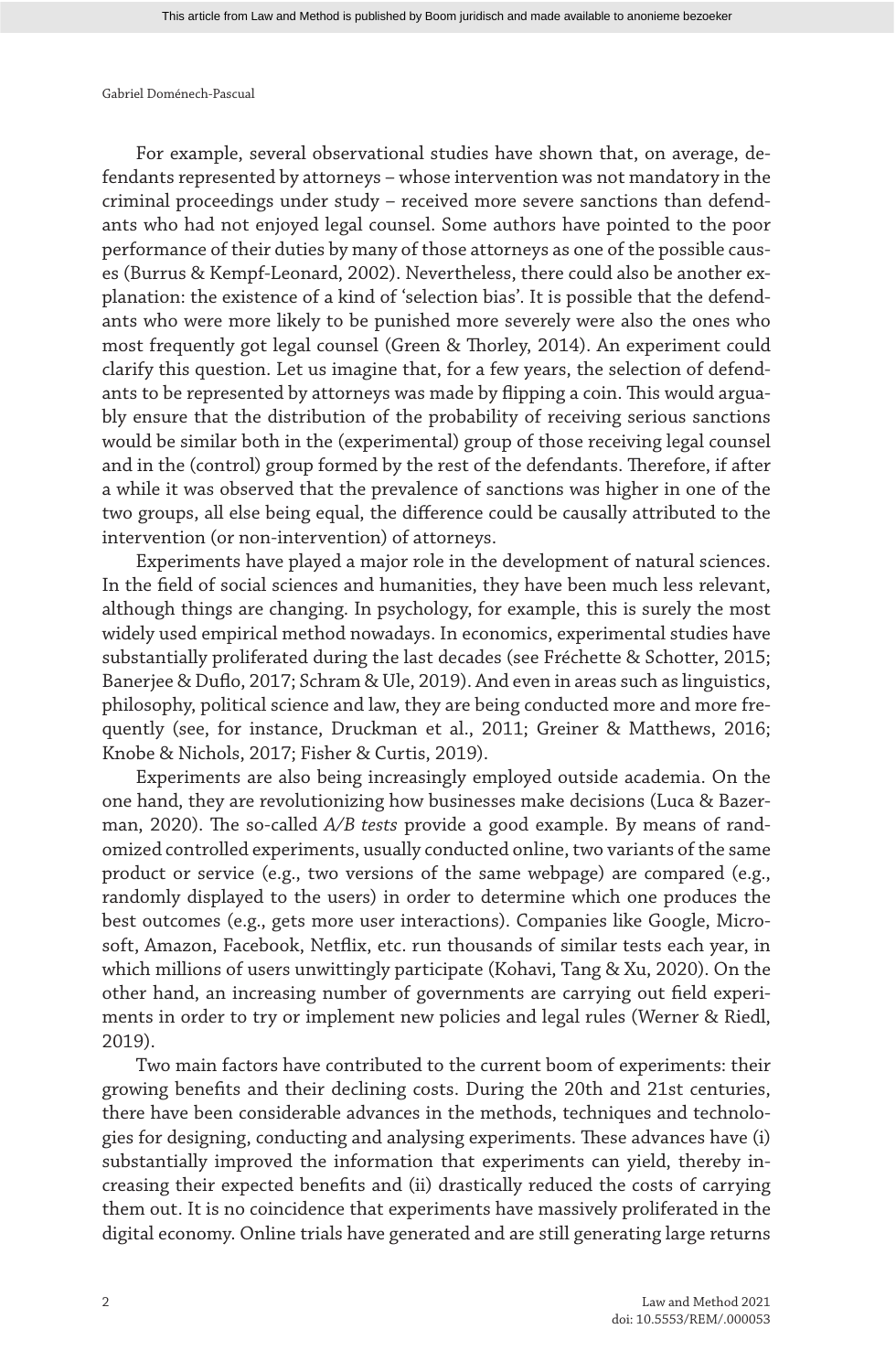For example, several observational studies have shown that, on average, defendants represented by attorneys – whose intervention was not mandatory in the criminal proceedings under study – received more severe sanctions than defendants who had not enjoyed legal counsel. Some authors have pointed to the poor performance of their duties by many of those attorneys as one of the possible causes (Burrus & Kempf-Leonard, 2002). Nevertheless, there could also be another explanation: the existence of a kind of 'selection bias'. It is possible that the defendants who were more likely to be punished more severely were also the ones who most frequently got legal counsel (Green & Thorley, 2014). An experiment could clarify this question. Let us imagine that, for a few years, the selection of defendants to be represented by attorneys was made by flipping a coin. This would arguably ensure that the distribution of the probability of receiving serious sanctions would be similar both in the (experimental) group of those receiving legal counsel and in the (control) group formed by the rest of the defendants. Therefore, if after a while it was observed that the prevalence of sanctions was higher in one of the two groups, all else being equal, the difference could be causally attributed to the intervention (or non-intervention) of attorneys.

Experiments have played a major role in the development of natural sciences. In the field of social sciences and humanities, they have been much less relevant, although things are changing. In psychology, for example, this is surely the most widely used empirical method nowadays. In economics, experimental studies have substantially proliferated during the last decades (see Fréchette & Schotter, 2015; Banerjee & Duflo, 2017; Schram & Ule, 2019). And even in areas such as linguistics, philosophy, political science and law, they are being conducted more and more frequently (see, for instance, Druckman et al., 2011; Greiner & Matthews, 2016; Knobe & Nichols, 2017; Fisher & Curtis, 2019).

Experiments are also being increasingly employed outside academia. On the one hand, they are revolutionizing how businesses make decisions (Luca & Bazerman, 2020). The so-called *A/B tests* provide a good example. By means of randomized controlled experiments, usually conducted online, two variants of the same product or service (e.g., two versions of the same webpage) are compared (e.g., randomly displayed to the users) in order to determine which one produces the best outcomes (e.g., gets more user interactions). Companies like Google, Microsoft, Amazon, Facebook, Netflix, etc. run thousands of similar tests each year, in which millions of users unwittingly participate (Kohavi, Tang & Xu, 2020). On the other hand, an increasing number of governments are carrying out field experiments in order to try or implement new policies and legal rules (Werner & Riedl, 2019).

Two main factors have contributed to the current boom of experiments: their growing benefits and their declining costs. During the 20th and 21st centuries, there have been considerable advances in the methods, techniques and technologies for designing, conducting and analysing experiments. These advances have (i) substantially improved the information that experiments can yield, thereby increasing their expected benefits and (ii) drastically reduced the costs of carrying them out. It is no coincidence that experiments have massively proliferated in the digital economy. Online trials have generated and are still generating large returns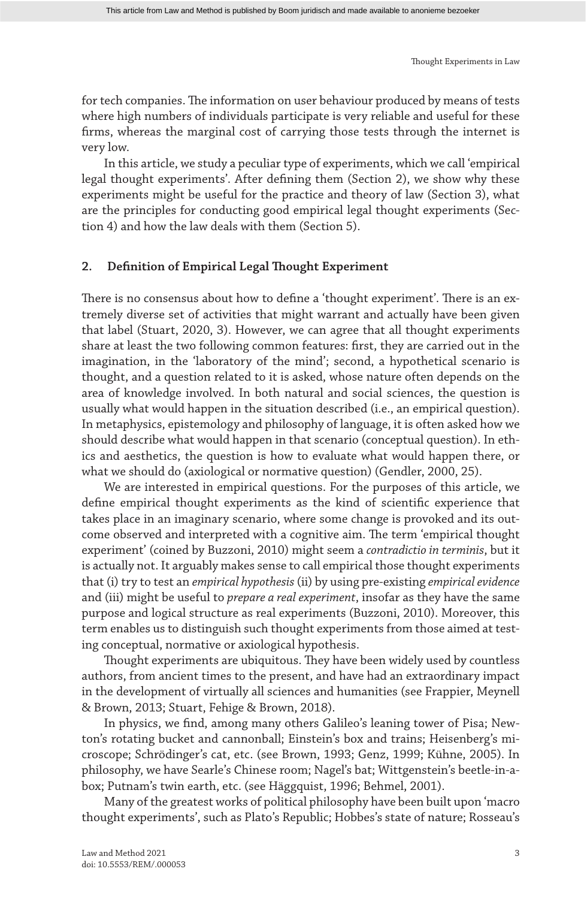for tech companies. The information on user behaviour produced by means of tests where high numbers of individuals participate is very reliable and useful for these firms, whereas the marginal cost of carrying those tests through the internet is very low.

In this article, we study a peculiar type of experiments, which we call 'empirical legal thought experiments'. After defining them (Section 2), we show why these experiments might be useful for the practice and theory of law (Section 3), what are the principles for conducting good empirical legal thought experiments (Section 4) and how the law deals with them (Section 5).

## 2. Definition of Empirical Legal Thought Experiment

There is no consensus about how to define a 'thought experiment'. There is an extremely diverse set of activities that might warrant and actually have been given that label (Stuart, 2020, 3). However, we can agree that all thought experiments share at least the two following common features: first, they are carried out in the imagination, in the 'laboratory of the mind'; second, a hypothetical scenario is thought, and a question related to it is asked, whose nature often depends on the area of knowledge involved. In both natural and social sciences, the question is usually what would happen in the situation described (i.e., an empirical question). In metaphysics, epistemology and philosophy of language, it is often asked how we should describe what would happen in that scenario (conceptual question). In ethics and aesthetics, the question is how to evaluate what would happen there, or what we should do (axiological or normative question) (Gendler, 2000, 25).

We are interested in empirical questions. For the purposes of this article, we define empirical thought experiments as the kind of scientific experience that takes place in an imaginary scenario, where some change is provoked and its outcome observed and interpreted with a cognitive aim. The term 'empirical thought experiment' (coined by Buzzoni, 2010) might seem a *contradictio in terminis*, but it is actually not. It arguably makes sense to call empirical those thought experiments that (i) try to test an *empirical hypothesis* (ii) by using pre-existing *empirical evidence* and (iii) might be useful to *prepare a real experiment*, insofar as they have the same purpose and logical structure as real experiments (Buzzoni, 2010). Moreover, this term enables us to distinguish such thought experiments from those aimed at testing conceptual, normative or axiological hypothesis.

Thought experiments are ubiquitous. They have been widely used by countless authors, from ancient times to the present, and have had an extraordinary impact in the development of virtually all sciences and humanities (see Frappier, Meynell & Brown, 2013; Stuart, Fehige & Brown, 2018).

In physics, we find, among many others Galileo's leaning tower of Pisa; Newton's rotating bucket and cannonball; Einstein's box and trains; Heisenberg's microscope; Schrödinger's cat, etc. (see Brown, 1993; Genz, 1999; Kühne, 2005). In philosophy, we have Searle's Chinese room; Nagel's bat; Wittgenstein's beetle-in-a-box; Putnam's twin earth, etc. (see Häggquist, 1996; Behmel, 2001).

Many of the greatest works of political philosophy have been built upon 'macro thought experiments', such as Plato's Republic; Hobbes's state of nature; Rosseau's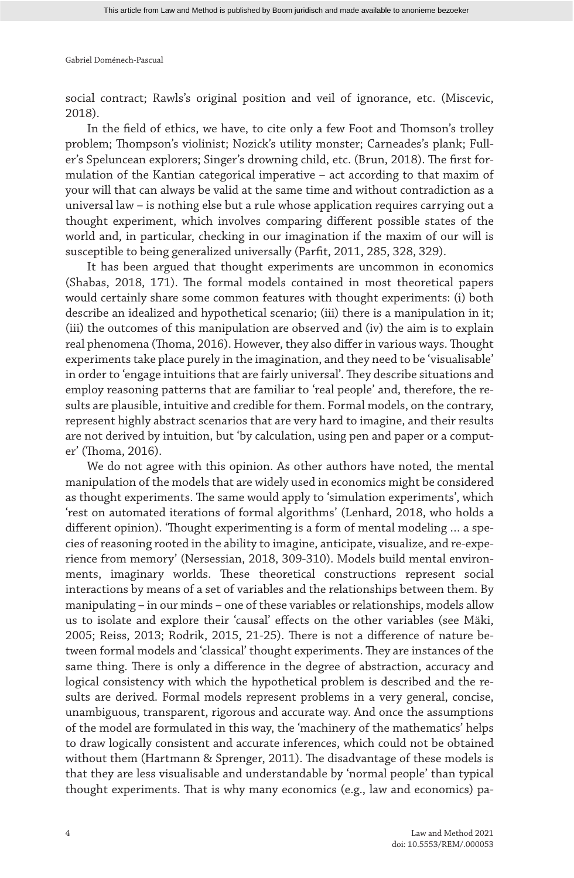social contract; Rawls's original position and veil of ignorance, etc. (Miscevic, 2018).

In the field of ethics, we have, to cite only a few Foot and Thomson's trolley problem; Thompson's violinist; Nozick's utility monster; Carneades's plank; Fuller's Speluncean explorers; Singer's drowning child, etc. (Brun, 2018). The first formulation of the Kantian categorical imperative – act according to that maxim of your will that can always be valid at the same time and without contradiction as a universal law – is nothing else but a rule whose application requires carrying out a thought experiment, which involves comparing different possible states of the world and, in particular, checking in our imagination if the maxim of our will is susceptible to being generalized universally (Parfit, 2011, 285, 328, 329).

It has been argued that thought experiments are uncommon in economics (Shabas, 2018, 171). The formal models contained in most theoretical papers would certainly share some common features with thought experiments: (i) both describe an idealized and hypothetical scenario; (iii) there is a manipulation in it; (iii) the outcomes of this manipulation are observed and (iv) the aim is to explain real phenomena (Thoma, 2016). However, they also differ in various ways. Thought experiments take place purely in the imagination, and they need to be 'visualisable' in order to 'engage intuitions that are fairly universal'. They describe situations and employ reasoning patterns that are familiar to 'real people' and, therefore, the results are plausible, intuitive and credible for them. Formal models, on the contrary, represent highly abstract scenarios that are very hard to imagine, and their results are not derived by intuition, but 'by calculation, using pen and paper or a computer' (Thoma, 2016).

We do not agree with this opinion. As other authors have noted, the mental manipulation of the models that are widely used in economics might be considered as thought experiments. The same would apply to 'simulation experiments', which 'rest on automated iterations of formal algorithms' (Lenhard, 2018, who holds a different opinion). 'Thought experimenting is a form of mental modeling … a species of reasoning rooted in the ability to imagine, anticipate, visualize, and re-experience from memory' (Nersessian, 2018, 309-310). Models build mental environments, imaginary worlds. These theoretical constructions represent social interactions by means of a set of variables and the relationships between them. By manipulating – in our minds – one of these variables or relationships, models allow us to isolate and explore their 'causal' effects on the other variables (see Mäki, 2005; Reiss, 2013; Rodrik, 2015, 21-25). There is not a difference of nature between formal models and 'classical' thought experiments. They are instances of the same thing. There is only a difference in the degree of abstraction, accuracy and logical consistency with which the hypothetical problem is described and the results are derived. Formal models represent problems in a very general, concise, unambiguous, transparent, rigorous and accurate way. And once the assumptions of the model are formulated in this way, the 'machinery of the mathematics' helps to draw logically consistent and accurate inferences, which could not be obtained without them (Hartmann & Sprenger, 2011). The disadvantage of these models is that they are less visualisable and understandable by 'normal people' than typical thought experiments. That is why many economics (e.g., law and economics) pa-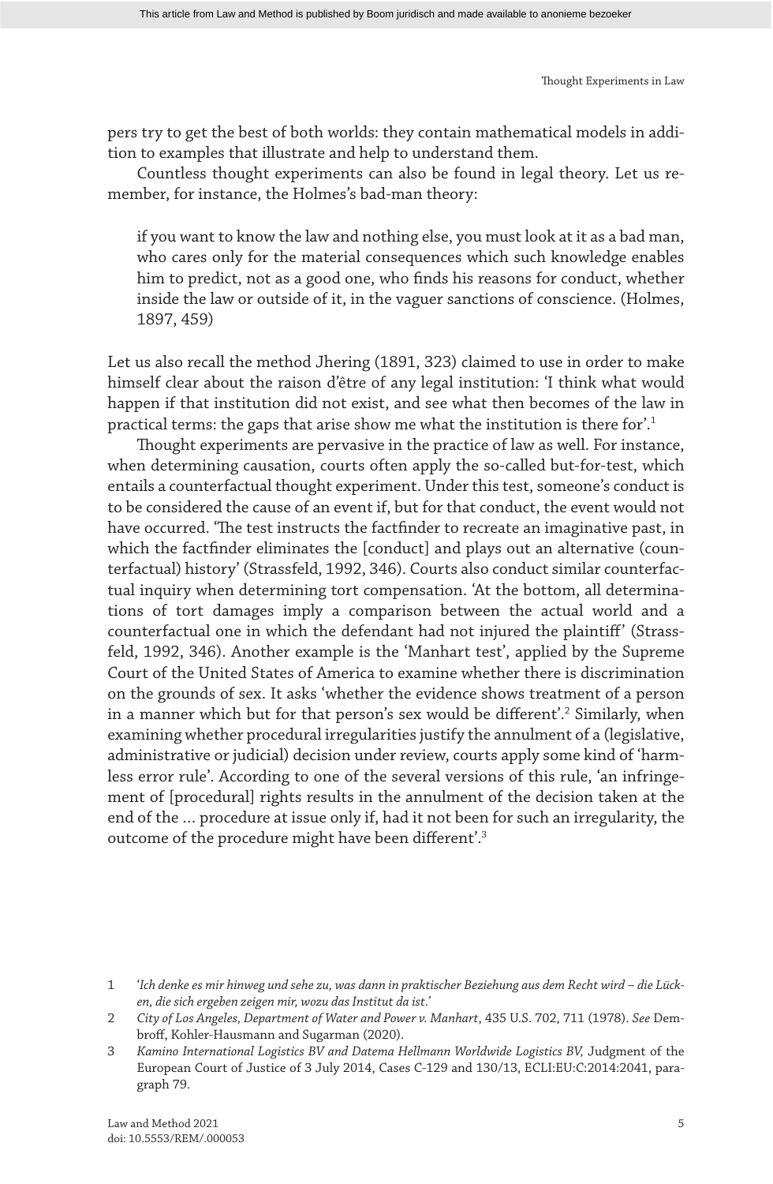pers try to get the best of both worlds: they contain mathematical models in addition to examples that illustrate and help to understand them.

Countless thought experiments can also be found in legal theory. Let us remember, for instance, the Holmes's bad-man theory:

> if you want to know the law and nothing else, you must look at it as a bad man, who cares only for the material consequences which such knowledge enables him to predict, not as a good one, who finds his reasons for conduct, whether inside the law or outside of it, in the vaguer sanctions of conscience. (Holmes, 1897, 459)

Let us also recall the method Jhering (1891, 323) claimed to use in order to make himself clear about the raison d'être of any legal institution: 'I think what would happen if that institution did not exist, and see what then becomes of the law in practical terms: the gaps that arise show me what the institution is there for'.[1]

Thought experiments are pervasive in the practice of law as well. For instance, when determining causation, courts often apply the so-called but-for-test, which entails a counterfactual thought experiment. Under this test, someone's conduct is to be considered the cause of an event if, but for that conduct, the event would not have occurred. 'The test instructs the factfinder to recreate an imaginative past, in which the factfinder eliminates the [conduct] and plays out an alternative (counterfactual) history' (Strassfeld, 1992, 346). Courts also conduct similar counterfactual inquiry when determining tort compensation. 'At the bottom, all determinations of tort damages imply a comparison between the actual world and a counterfactual one in which the defendant had not injured the plaintiff' (Strassfeld, 1992, 346). Another example is the 'Manhart test', applied by the Supreme Court of the United States of America to examine whether there is discrimination on the grounds of sex. It asks 'whether the evidence shows treatment of a person in a manner which but for that person's sex would be different'.[2] Similarly, when examining whether procedural irregularities justify the annulment of a (legislative, administrative or judicial) decision under review, courts apply some kind of 'harmless error rule'. According to one of the several versions of this rule, 'an infringement of [procedural] rights results in the annulment of the decision taken at the end of the … procedure at issue only if, had it not been for such an irregularity, the outcome of the procedure might have been different'.[3]

---

1 '*Ich denke es mir hinweg und sehe zu, was dann in praktischer Beziehung aus dem Recht wird – die Lücken, die sich ergeben zeigen mir, wozu das Institut da ist.*'

2 *City of Los Angeles, Department of Water and Power v. Manhart*, 435 U.S. 702, 711 (1978). *See* Dembroff, Kohler-Hausmann and Sugarman (2020).

3 *Kamino International Logistics BV and Datema Hellmann Worldwide Logistics BV,* Judgment of the European Court of Justice of 3 July 2014, Cases C-129 and 130/13, ECLI:EU:C:2014:2041, paragraph 79.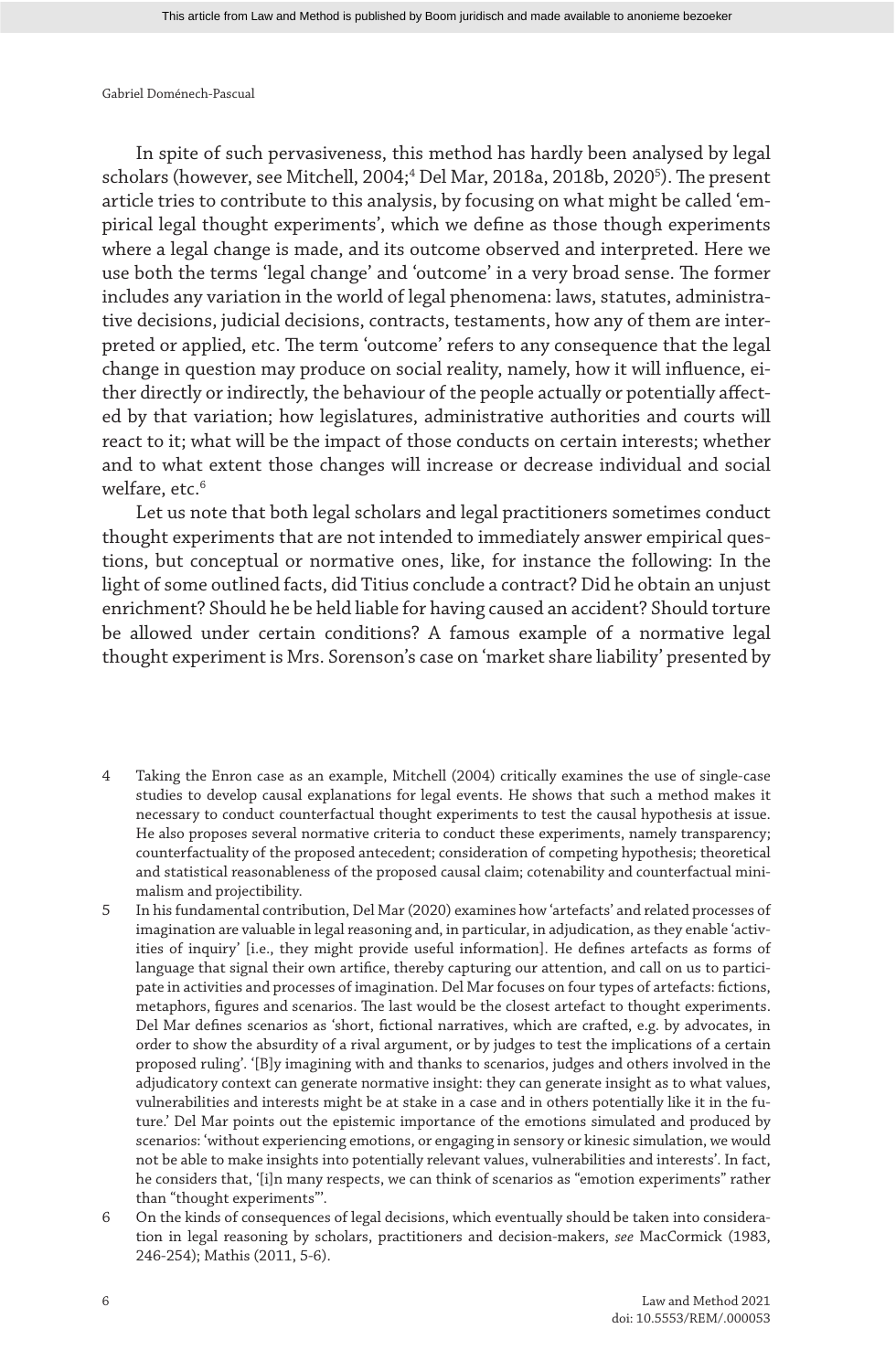In spite of such pervasiveness, this method has hardly been analysed by legal scholars (however, see Mitchell, 2004;[4] Del Mar, 2018a, 2018b, 2020[5]). The present article tries to contribute to this analysis, by focusing on what might be called 'empirical legal thought experiments', which we define as those though experiments where a legal change is made, and its outcome observed and interpreted. Here we use both the terms 'legal change' and 'outcome' in a very broad sense. The former includes any variation in the world of legal phenomena: laws, statutes, administrative decisions, judicial decisions, contracts, testaments, how any of them are interpreted or applied, etc. The term 'outcome' refers to any consequence that the legal change in question may produce on social reality, namely, how it will influence, either directly or indirectly, the behaviour of the people actually or potentially affected by that variation; how legislatures, administrative authorities and courts will react to it; what will be the impact of those conducts on certain interests; whether and to what extent those changes will increase or decrease individual and social welfare, etc.[6]

Let us note that both legal scholars and legal practitioners sometimes conduct thought experiments that are not intended to immediately answer empirical questions, but conceptual or normative ones, like, for instance the following: In the light of some outlined facts, did Titius conclude a contract? Did he obtain an unjust enrichment? Should he be held liable for having caused an accident? Should torture be allowed under certain conditions? A famous example of a normative legal thought experiment is Mrs. Sorenson's case on 'market share liability' presented by

---

4 Taking the Enron case as an example, Mitchell (2004) critically examines the use of single-case studies to develop causal explanations for legal events. He shows that such a method makes it necessary to conduct counterfactual thought experiments to test the causal hypothesis at issue. He also proposes several normative criteria to conduct these experiments, namely transparency; counterfactuality of the proposed antecedent; consideration of competing hypothesis; theoretical and statistical reasonableness of the proposed causal claim; cotenability and counterfactual minimalism and projectibility.

5 In his fundamental contribution, Del Mar (2020) examines how 'artefacts' and related processes of imagination are valuable in legal reasoning and, in particular, in adjudication, as they enable 'activities of inquiry' [i.e., they might provide useful information]. He defines artefacts as forms of language that signal their own artifice, thereby capturing our attention, and call on us to participate in activities and processes of imagination. Del Mar focuses on four types of artefacts: fictions, metaphors, figures and scenarios. The last would be the closest artefact to thought experiments. Del Mar defines scenarios as 'short, fictional narratives, which are crafted, e.g. by advocates, in order to show the absurdity of a rival argument, or by judges to test the implications of a certain proposed ruling'. '[B]y imagining with and thanks to scenarios, judges and others involved in the adjudicatory context can generate normative insight: they can generate insight as to what values, vulnerabilities and interests might be at stake in a case and in others potentially like it in the future.' Del Mar points out the epistemic importance of the emotions simulated and produced by scenarios: 'without experiencing emotions, or engaging in sensory or kinesic simulation, we would not be able to make insights into potentially relevant values, vulnerabilities and interests'. In fact, he considers that, '[i]n many respects, we can think of scenarios as "emotion experiments" rather than "thought experiments"'.

6 On the kinds of consequences of legal decisions, which eventually should be taken into consideration in legal reasoning by scholars, practitioners and decision-makers, *see* MacCormick (1983, 246-254); Mathis (2011, 5-6).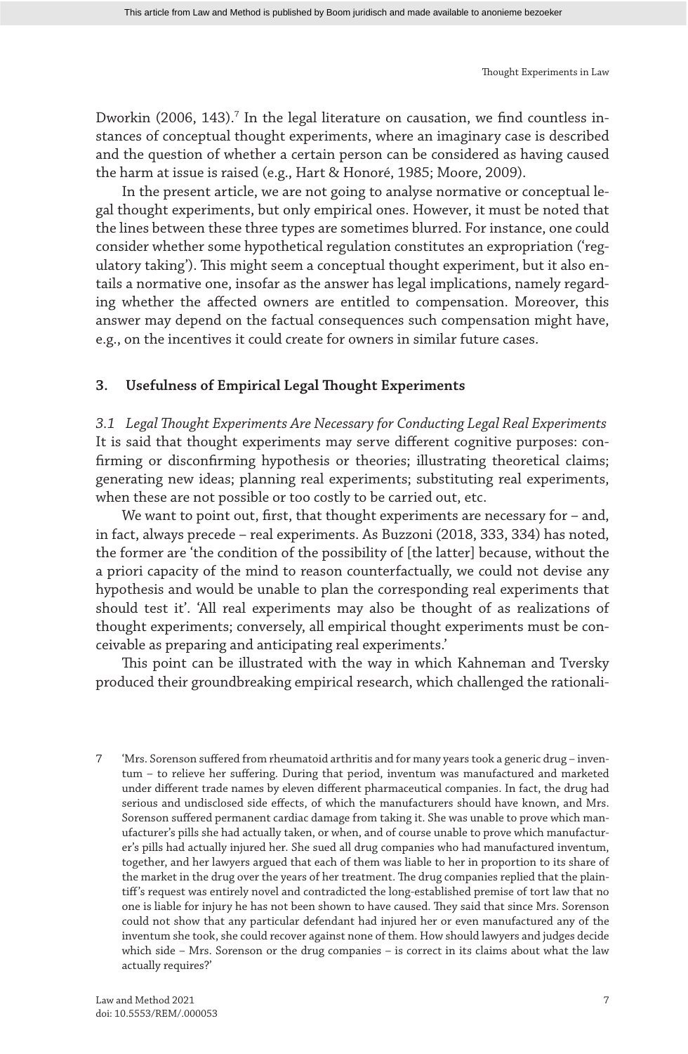Dworkin (2006, 143).[7] In the legal literature on causation, we find countless instances of conceptual thought experiments, where an imaginary case is described and the question of whether a certain person can be considered as having caused the harm at issue is raised (e.g., Hart & Honoré, 1985; Moore, 2009).

In the present article, we are not going to analyse normative or conceptual legal thought experiments, but only empirical ones. However, it must be noted that the lines between these three types are sometimes blurred. For instance, one could consider whether some hypothetical regulation constitutes an expropriation ('regulatory taking'). This might seem a conceptual thought experiment, but it also entails a normative one, insofar as the answer has legal implications, namely regarding whether the affected owners are entitled to compensation. Moreover, this answer may depend on the factual consequences such compensation might have, e.g., on the incentives it could create for owners in similar future cases.

## 3. Usefulness of Empirical Legal Thought Experiments

### *3.1 Legal Thought Experiments Are Necessary for Conducting Legal Real Experiments*

It is said that thought experiments may serve different cognitive purposes: confirming or disconfirming hypothesis or theories; illustrating theoretical claims; generating new ideas; planning real experiments; substituting real experiments, when these are not possible or too costly to be carried out, etc.

We want to point out, first, that thought experiments are necessary for – and, in fact, always precede – real experiments. As Buzzoni (2018, 333, 334) has noted, the former are 'the condition of the possibility of [the latter] because, without the a priori capacity of the mind to reason counterfactually, we could not devise any hypothesis and would be unable to plan the corresponding real experiments that should test it'. 'All real experiments may also be thought of as realizations of thought experiments; conversely, all empirical thought experiments must be conceivable as preparing and anticipating real experiments.'

This point can be illustrated with the way in which Kahneman and Tversky produced their groundbreaking empirical research, which challenged the rationali-

7 'Mrs. Sorenson suffered from rheumatoid arthritis and for many years took a generic drug – inventum – to relieve her suffering. During that period, inventum was manufactured and marketed under different trade names by eleven different pharmaceutical companies. In fact, the drug had serious and undisclosed side effects, of which the manufacturers should have known, and Mrs. Sorenson suffered permanent cardiac damage from taking it. She was unable to prove which manufacturer's pills she had actually taken, or when, and of course unable to prove which manufacturer's pills had actually injured her. She sued all drug companies who had manufactured inventum, together, and her lawyers argued that each of them was liable to her in proportion to its share of the market in the drug over the years of her treatment. The drug companies replied that the plaintiff's request was entirely novel and contradicted the long-established premise of tort law that no one is liable for injury he has not been shown to have caused. They said that since Mrs. Sorenson could not show that any particular defendant had injured her or even manufactured any of the inventum she took, she could recover against none of them. How should lawyers and judges decide which side – Mrs. Sorenson or the drug companies – is correct in its claims about what the law actually requires?'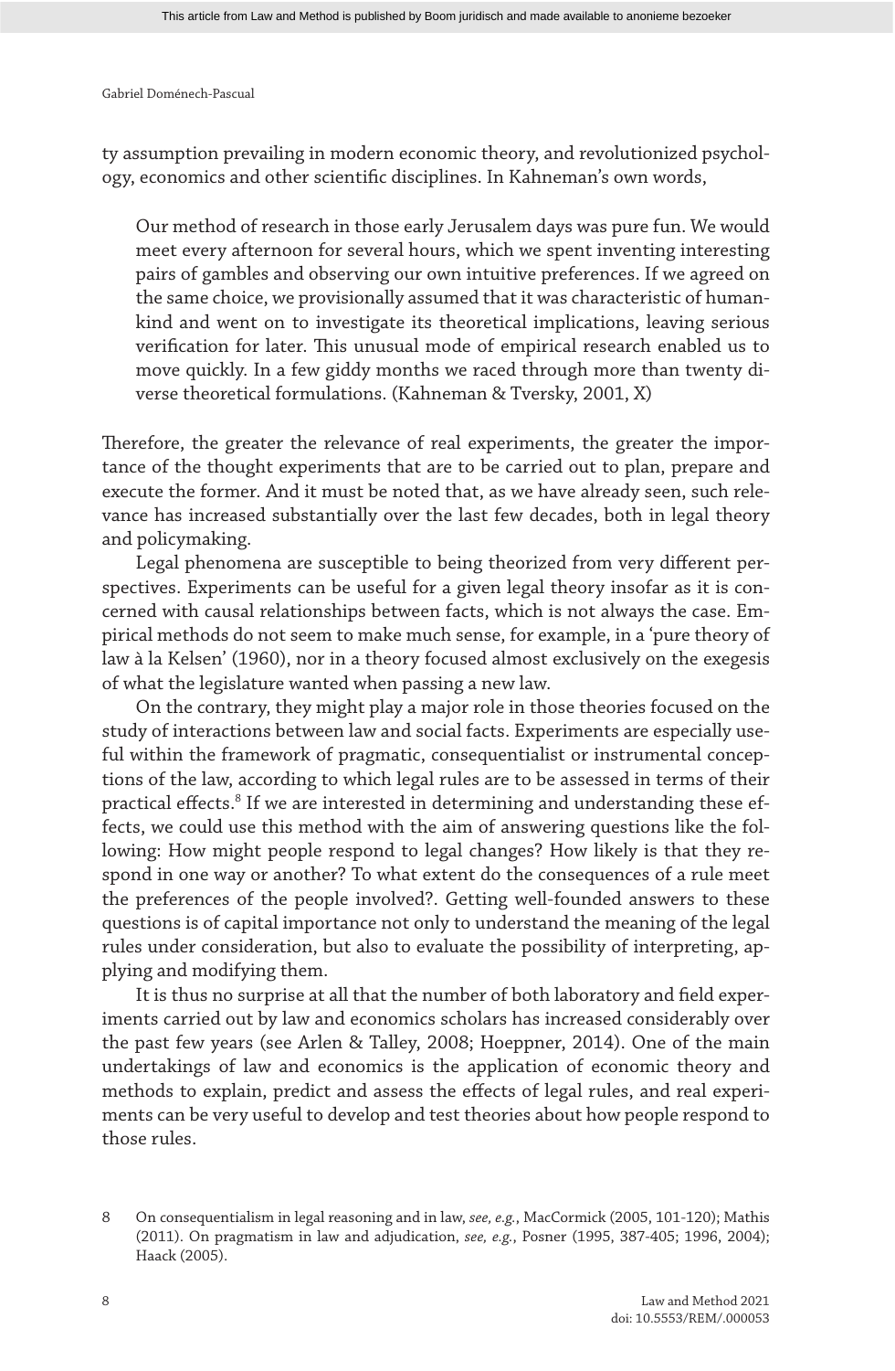ty assumption prevailing in modern economic theory, and revolutionized psychology, economics and other scientific disciplines. In Kahneman's own words,

> Our method of research in those early Jerusalem days was pure fun. We would meet every afternoon for several hours, which we spent inventing interesting pairs of gambles and observing our own intuitive preferences. If we agreed on the same choice, we provisionally assumed that it was characteristic of humankind and went on to investigate its theoretical implications, leaving serious verification for later. This unusual mode of empirical research enabled us to move quickly. In a few giddy months we raced through more than twenty diverse theoretical formulations. (Kahneman & Tversky, 2001, X)

Therefore, the greater the relevance of real experiments, the greater the importance of the thought experiments that are to be carried out to plan, prepare and execute the former. And it must be noted that, as we have already seen, such relevance has increased substantially over the last few decades, both in legal theory and policymaking.

Legal phenomena are susceptible to being theorized from very different perspectives. Experiments can be useful for a given legal theory insofar as it is concerned with causal relationships between facts, which is not always the case. Empirical methods do not seem to make much sense, for example, in a 'pure theory of law à la Kelsen' (1960), nor in a theory focused almost exclusively on the exegesis of what the legislature wanted when passing a new law.

On the contrary, they might play a major role in those theories focused on the study of interactions between law and social facts. Experiments are especially useful within the framework of pragmatic, consequentialist or instrumental conceptions of the law, according to which legal rules are to be assessed in terms of their practical effects.[8] If we are interested in determining and understanding these effects, we could use this method with the aim of answering questions like the following: How might people respond to legal changes? How likely is that they respond in one way or another? To what extent do the consequences of a rule meet the preferences of the people involved?. Getting well-founded answers to these questions is of capital importance not only to understand the meaning of the legal rules under consideration, but also to evaluate the possibility of interpreting, applying and modifying them.

It is thus no surprise at all that the number of both laboratory and field experiments carried out by law and economics scholars has increased considerably over the past few years (see Arlen & Talley, 2008; Hoeppner, 2014). One of the main undertakings of law and economics is the application of economic theory and methods to explain, predict and assess the effects of legal rules, and real experiments can be very useful to develop and test theories about how people respond to those rules.

8 On consequentialism in legal reasoning and in law, *see, e.g.*, MacCormick (2005, 101-120); Mathis (2011). On pragmatism in law and adjudication, *see, e.g.*, Posner (1995, 387-405; 1996, 2004); Haack (2005).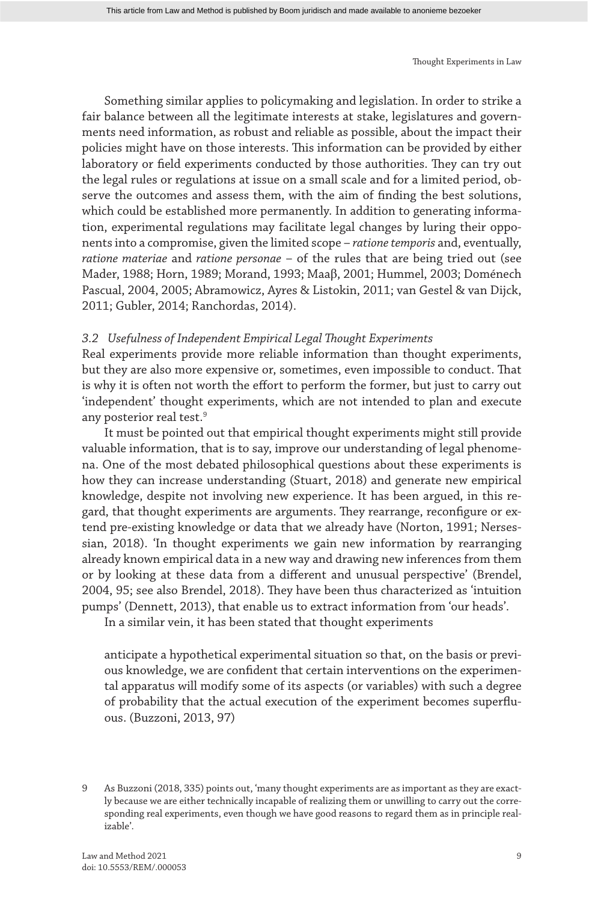Something similar applies to policymaking and legislation. In order to strike a fair balance between all the legitimate interests at stake, legislatures and governments need information, as robust and reliable as possible, about the impact their policies might have on those interests. This information can be provided by either laboratory or field experiments conducted by those authorities. They can try out the legal rules or regulations at issue on a small scale and for a limited period, observe the outcomes and assess them, with the aim of finding the best solutions, which could be established more permanently. In addition to generating information, experimental regulations may facilitate legal changes by luring their opponents into a compromise, given the limited scope – *ratione temporis* and, eventually, *ratione materiae* and *ratione personae* – of the rules that are being tried out (see Mader, 1988; Horn, 1989; Morand, 1993; Maaβ, 2001; Hummel, 2003; Doménech Pascual, 2004, 2005; Abramowicz, Ayres & Listokin, 2011; van Gestel & van Dijck, 2011; Gubler, 2014; Ranchordas, 2014).

### *3.2 Usefulness of Independent Empirical Legal Thought Experiments*

Real experiments provide more reliable information than thought experiments, but they are also more expensive or, sometimes, even impossible to conduct. That is why it is often not worth the effort to perform the former, but just to carry out 'independent' thought experiments, which are not intended to plan and execute any posterior real test.[9]

It must be pointed out that empirical thought experiments might still provide valuable information, that is to say, improve our understanding of legal phenomena. One of the most debated philosophical questions about these experiments is how they can increase understanding (Stuart, 2018) and generate new empirical knowledge, despite not involving new experience. It has been argued, in this regard, that thought experiments are arguments. They rearrange, reconfigure or extend pre-existing knowledge or data that we already have (Norton, 1991; Nersessian, 2018). 'In thought experiments we gain new information by rearranging already known empirical data in a new way and drawing new inferences from them or by looking at these data from a different and unusual perspective' (Brendel, 2004, 95; see also Brendel, 2018). They have been thus characterized as 'intuition pumps' (Dennett, 2013), that enable us to extract information from 'our heads'.

In a similar vein, it has been stated that thought experiments

> anticipate a hypothetical experimental situation so that, on the basis or previous knowledge, we are confident that certain interventions on the experimental apparatus will modify some of its aspects (or variables) with such a degree of probability that the actual execution of the experiment becomes superfluous. (Buzzoni, 2013, 97)

---

9 As Buzzoni (2018, 335) points out, 'many thought experiments are as important as they are exactly because we are either technically incapable of realizing them or unwilling to carry out the corresponding real experiments, even though we have good reasons to regard them as in principle realizable'.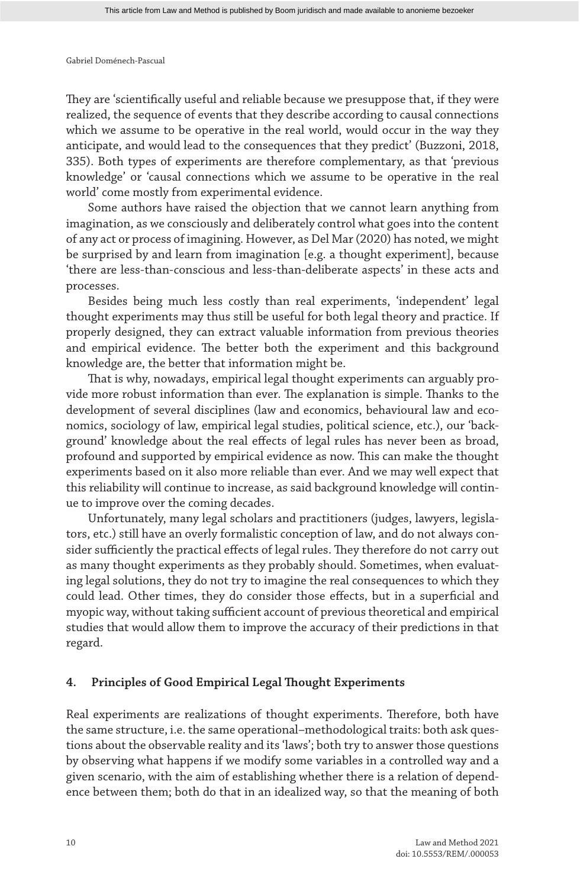They are 'scientifically useful and reliable because we presuppose that, if they were realized, the sequence of events that they describe according to causal connections which we assume to be operative in the real world, would occur in the way they anticipate, and would lead to the consequences that they predict' (Buzzoni, 2018, 335). Both types of experiments are therefore complementary, as that 'previous knowledge' or 'causal connections which we assume to be operative in the real world' come mostly from experimental evidence.

Some authors have raised the objection that we cannot learn anything from imagination, as we consciously and deliberately control what goes into the content of any act or process of imagining. However, as Del Mar (2020) has noted, we might be surprised by and learn from imagination [e.g. a thought experiment], because 'there are less-than-conscious and less-than-deliberate aspects' in these acts and processes.

Besides being much less costly than real experiments, 'independent' legal thought experiments may thus still be useful for both legal theory and practice. If properly designed, they can extract valuable information from previous theories and empirical evidence. The better both the experiment and this background knowledge are, the better that information might be.

That is why, nowadays, empirical legal thought experiments can arguably provide more robust information than ever. The explanation is simple. Thanks to the development of several disciplines (law and economics, behavioural law and economics, sociology of law, empirical legal studies, political science, etc.), our 'background' knowledge about the real effects of legal rules has never been as broad, profound and supported by empirical evidence as now. This can make the thought experiments based on it also more reliable than ever. And we may well expect that this reliability will continue to increase, as said background knowledge will continue to improve over the coming decades.

Unfortunately, many legal scholars and practitioners (judges, lawyers, legislators, etc.) still have an overly formalistic conception of law, and do not always consider sufficiently the practical effects of legal rules. They therefore do not carry out as many thought experiments as they probably should. Sometimes, when evaluating legal solutions, they do not try to imagine the real consequences to which they could lead. Other times, they do consider those effects, but in a superficial and myopic way, without taking sufficient account of previous theoretical and empirical studies that would allow them to improve the accuracy of their predictions in that regard.

## 4. Principles of Good Empirical Legal Thought Experiments

Real experiments are realizations of thought experiments. Therefore, both have the same structure, i.e. the same operational–methodological traits: both ask questions about the observable reality and its 'laws'; both try to answer those questions by observing what happens if we modify some variables in a controlled way and a given scenario, with the aim of establishing whether there is a relation of dependence between them; both do that in an idealized way, so that the meaning of both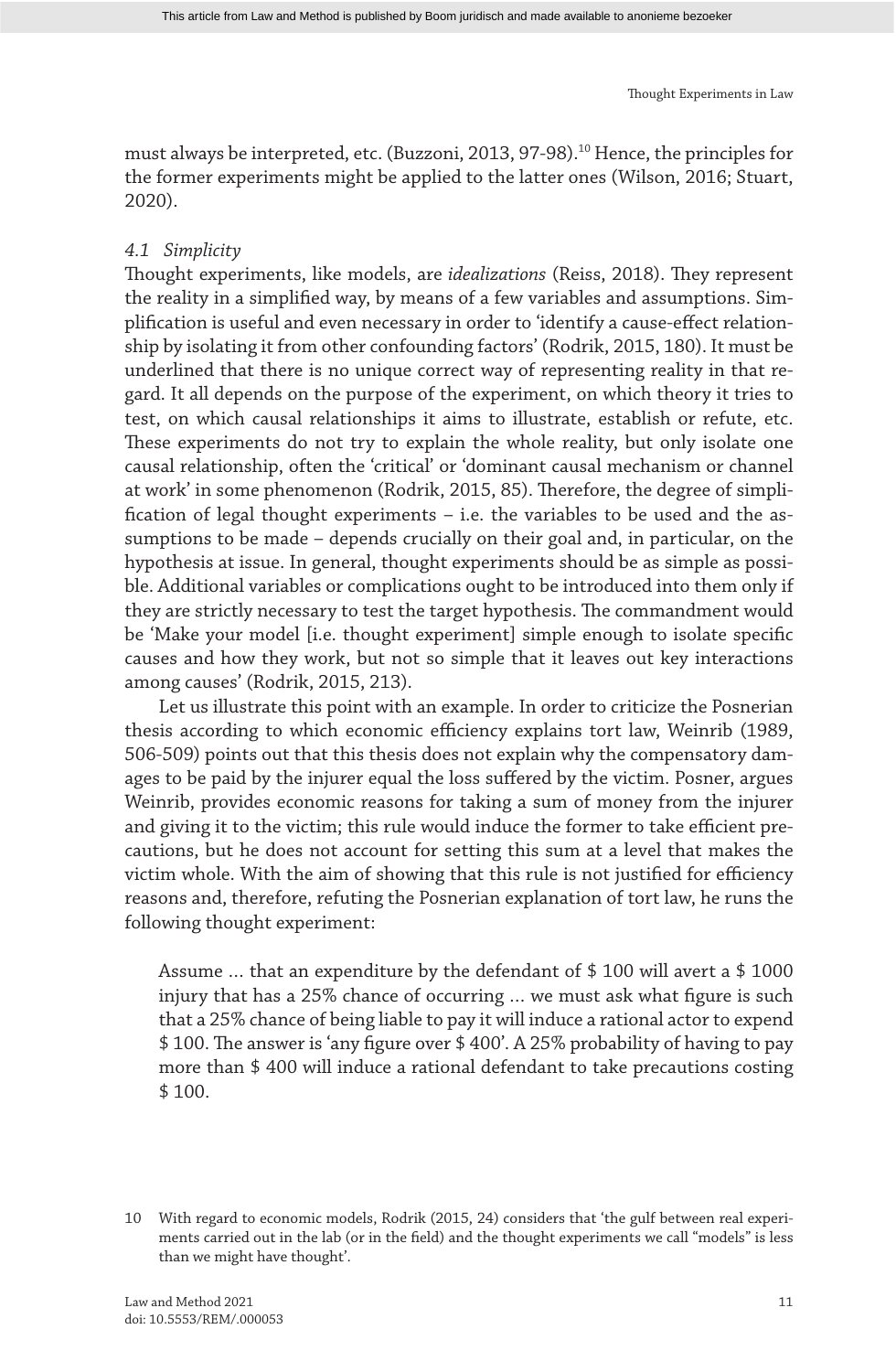must always be interpreted, etc. (Buzzoni, 2013, 97-98).[10] Hence, the principles for the former experiments might be applied to the latter ones (Wilson, 2016; Stuart, 2020).

### 4.1 *Simplicity*

Thought experiments, like models, are *idealizations* (Reiss, 2018). They represent the reality in a simplified way, by means of a few variables and assumptions. Simplification is useful and even necessary in order to 'identify a cause-effect relationship by isolating it from other confounding factors' (Rodrik, 2015, 180). It must be underlined that there is no unique correct way of representing reality in that regard. It all depends on the purpose of the experiment, on which theory it tries to test, on which causal relationships it aims to illustrate, establish or refute, etc. These experiments do not try to explain the whole reality, but only isolate one causal relationship, often the 'critical' or 'dominant causal mechanism or channel at work' in some phenomenon (Rodrik, 2015, 85). Therefore, the degree of simplification of legal thought experiments – i.e. the variables to be used and the assumptions to be made – depends crucially on their goal and, in particular, on the hypothesis at issue. In general, thought experiments should be as simple as possible. Additional variables or complications ought to be introduced into them only if they are strictly necessary to test the target hypothesis. The commandment would be 'Make your model [i.e. thought experiment] simple enough to isolate specific causes and how they work, but not so simple that it leaves out key interactions among causes' (Rodrik, 2015, 213).

Let us illustrate this point with an example. In order to criticize the Posnerian thesis according to which economic efficiency explains tort law, Weinrib (1989, 506-509) points out that this thesis does not explain why the compensatory damages to be paid by the injurer equal the loss suffered by the victim. Posner, argues Weinrib, provides economic reasons for taking a sum of money from the injurer and giving it to the victim; this rule would induce the former to take efficient precautions, but he does not account for setting this sum at a level that makes the victim whole. With the aim of showing that this rule is not justified for efficiency reasons and, therefore, refuting the Posnerian explanation of tort law, he runs the following thought experiment:

> Assume … that an expenditure by the defendant of $ 100 will avert a $ 1000 injury that has a 25% chance of occurring … we must ask what figure is such that a 25% chance of being liable to pay it will induce a rational actor to expend $ 100. The answer is 'any figure over $ 400'. A 25% probability of having to pay more than $ 400 will induce a rational defendant to take precautions costing $ 100.

10 With regard to economic models, Rodrik (2015, 24) considers that 'the gulf between real experiments carried out in the lab (or in the field) and the thought experiments we call "models" is less than we might have thought'.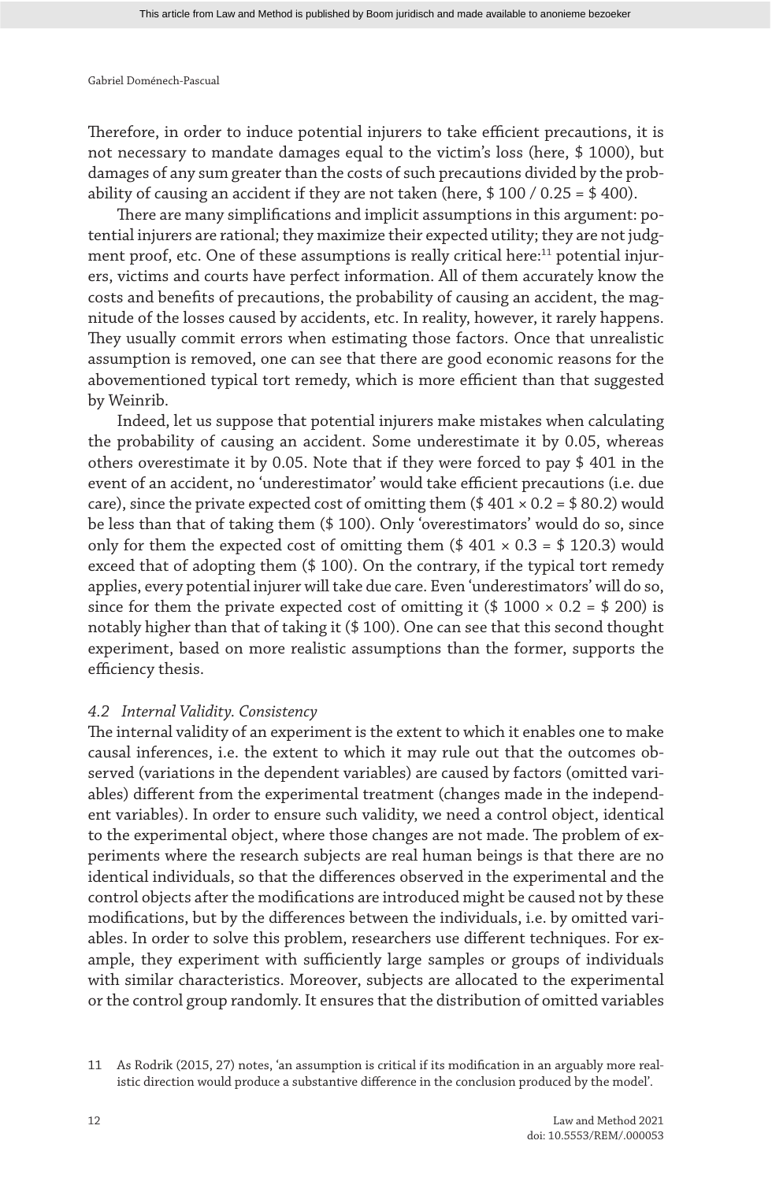Therefore, in order to induce potential injurers to take efficient precautions, it is not necessary to mandate damages equal to the victim's loss (here, \$ 1000), but damages of any sum greater than the costs of such precautions divided by the probability of causing an accident if they are not taken (here, \$ 100 / 0.25 = \$ 400).

There are many simplifications and implicit assumptions in this argument: potential injurers are rational; they maximize their expected utility; they are not judgment proof, etc. One of these assumptions is really critical here:[11] potential injurers, victims and courts have perfect information. All of them accurately know the costs and benefits of precautions, the probability of causing an accident, the magnitude of the losses caused by accidents, etc. In reality, however, it rarely happens. They usually commit errors when estimating those factors. Once that unrealistic assumption is removed, one can see that there are good economic reasons for the abovementioned typical tort remedy, which is more efficient than that suggested by Weinrib.

Indeed, let us suppose that potential injurers make mistakes when calculating the probability of causing an accident. Some underestimate it by 0.05, whereas others overestimate it by 0.05. Note that if they were forced to pay \$ 401 in the event of an accident, no 'underestimator' would take efficient precautions (i.e. due care), since the private expected cost of omitting them (\$ 401 × 0.2 = \$ 80.2) would be less than that of taking them (\$ 100). Only 'overestimators' would do so, since only for them the expected cost of omitting them (\$ 401 × 0.3 = \$ 120.3) would exceed that of adopting them (\$ 100). On the contrary, if the typical tort remedy applies, every potential injurer will take due care. Even 'underestimators' will do so, since for them the private expected cost of omitting it (\$ 1000 × 0.2 = \$ 200) is notably higher than that of taking it (\$ 100). One can see that this second thought experiment, based on more realistic assumptions than the former, supports the efficiency thesis.

### *4.2 Internal Validity. Consistency*

The internal validity of an experiment is the extent to which it enables one to make causal inferences, i.e. the extent to which it may rule out that the outcomes observed (variations in the dependent variables) are caused by factors (omitted variables) different from the experimental treatment (changes made in the independent variables). In order to ensure such validity, we need a control object, identical to the experimental object, where those changes are not made. The problem of experiments where the research subjects are real human beings is that there are no identical individuals, so that the differences observed in the experimental and the control objects after the modifications are introduced might be caused not by these modifications, but by the differences between the individuals, i.e. by omitted variables. In order to solve this problem, researchers use different techniques. For example, they experiment with sufficiently large samples or groups of individuals with similar characteristics. Moreover, subjects are allocated to the experimental or the control group randomly. It ensures that the distribution of omitted variables

---

[11] As Rodrik (2015, 27) notes, 'an assumption is critical if its modification in an arguably more realistic direction would produce a substantive difference in the conclusion produced by the model'.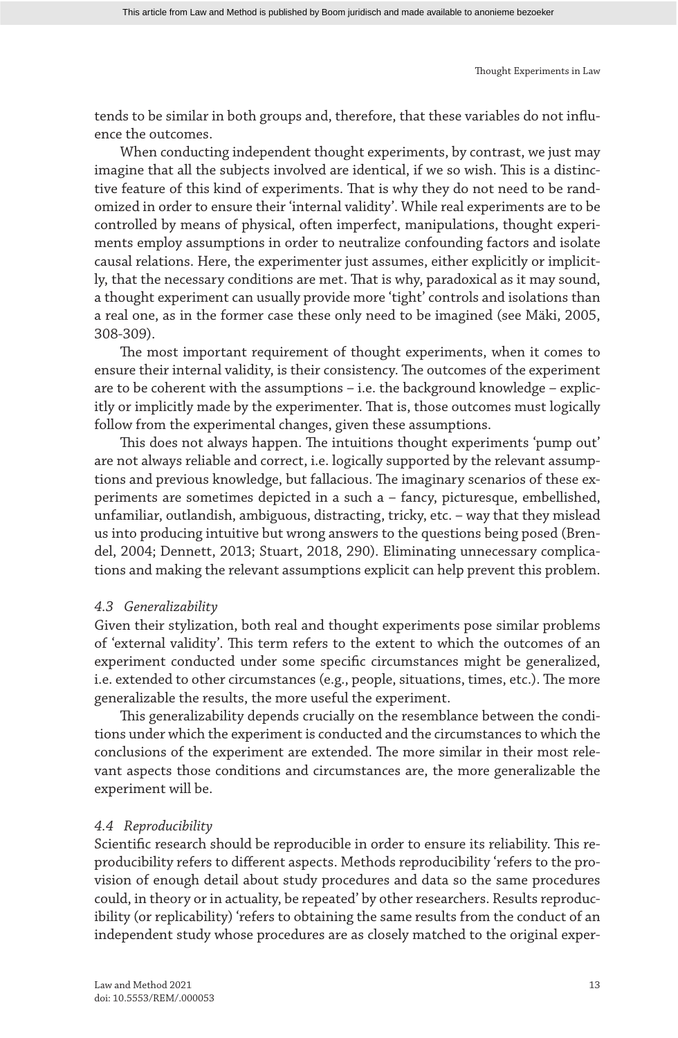tends to be similar in both groups and, therefore, that these variables do not influence the outcomes.

When conducting independent thought experiments, by contrast, we just may imagine that all the subjects involved are identical, if we so wish. This is a distinctive feature of this kind of experiments. That is why they do not need to be randomized in order to ensure their 'internal validity'. While real experiments are to be controlled by means of physical, often imperfect, manipulations, thought experiments employ assumptions in order to neutralize confounding factors and isolate causal relations. Here, the experimenter just assumes, either explicitly or implicitly, that the necessary conditions are met. That is why, paradoxical as it may sound, a thought experiment can usually provide more 'tight' controls and isolations than a real one, as in the former case these only need to be imagined (see Mäki, 2005, 308-309).

The most important requirement of thought experiments, when it comes to ensure their internal validity, is their consistency. The outcomes of the experiment are to be coherent with the assumptions – i.e. the background knowledge – explicitly or implicitly made by the experimenter. That is, those outcomes must logically follow from the experimental changes, given these assumptions.

This does not always happen. The intuitions thought experiments 'pump out' are not always reliable and correct, i.e. logically supported by the relevant assumptions and previous knowledge, but fallacious. The imaginary scenarios of these experiments are sometimes depicted in a such a – fancy, picturesque, embellished, unfamiliar, outlandish, ambiguous, distracting, tricky, etc. – way that they mislead us into producing intuitive but wrong answers to the questions being posed (Brendel, 2004; Dennett, 2013; Stuart, 2018, 290). Eliminating unnecessary complications and making the relevant assumptions explicit can help prevent this problem.

### *4.3 Generalizability*

Given their stylization, both real and thought experiments pose similar problems of 'external validity'. This term refers to the extent to which the outcomes of an experiment conducted under some specific circumstances might be generalized, i.e. extended to other circumstances (e.g., people, situations, times, etc.). The more generalizable the results, the more useful the experiment.

This generalizability depends crucially on the resemblance between the conditions under which the experiment is conducted and the circumstances to which the conclusions of the experiment are extended. The more similar in their most relevant aspects those conditions and circumstances are, the more generalizable the experiment will be.

### *4.4 Reproducibility*

Scientific research should be reproducible in order to ensure its reliability. This reproducibility refers to different aspects. Methods reproducibility 'refers to the provision of enough detail about study procedures and data so the same procedures could, in theory or in actuality, be repeated' by other researchers. Results reproducibility (or replicability) 'refers to obtaining the same results from the conduct of an independent study whose procedures are as closely matched to the original exper-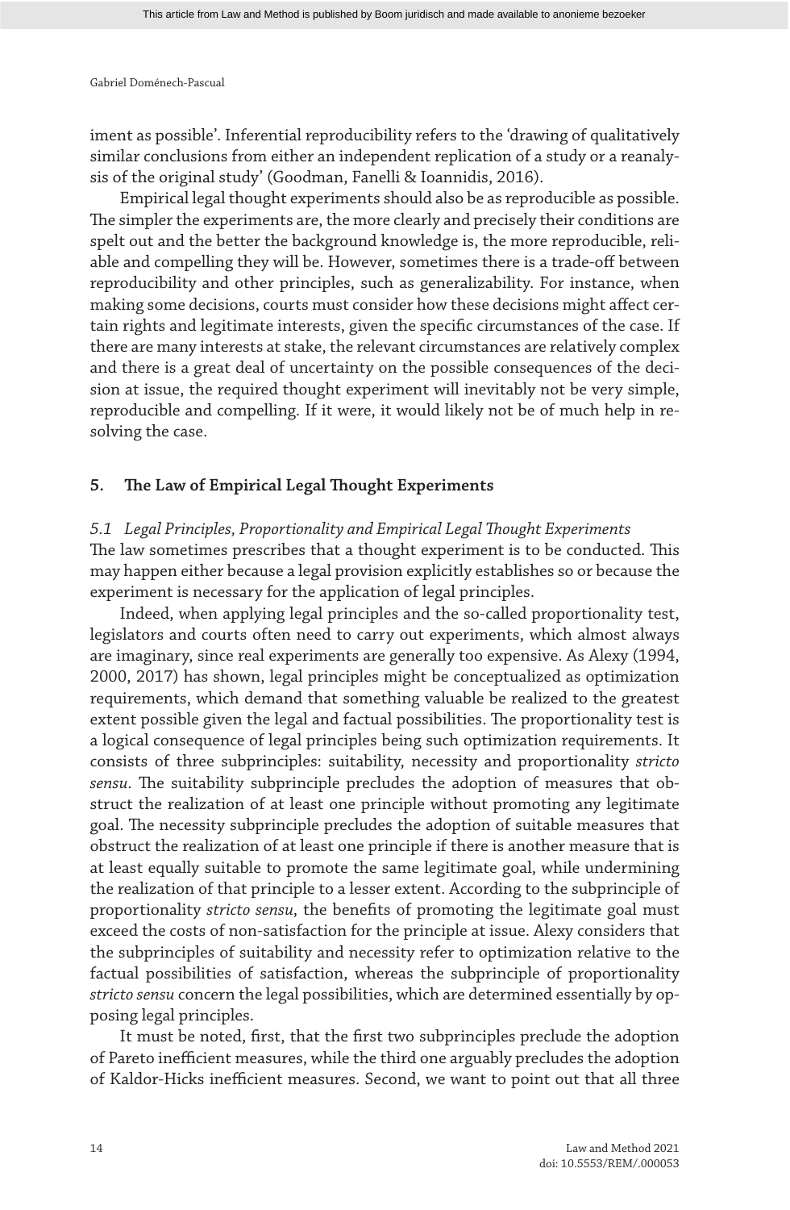iment as possible'. Inferential reproducibility refers to the 'drawing of qualitatively similar conclusions from either an independent replication of a study or a reanalysis of the original study' (Goodman, Fanelli & Ioannidis, 2016).

Empirical legal thought experiments should also be as reproducible as possible. The simpler the experiments are, the more clearly and precisely their conditions are spelt out and the better the background knowledge is, the more reproducible, reliable and compelling they will be. However, sometimes there is a trade-off between reproducibility and other principles, such as generalizability. For instance, when making some decisions, courts must consider how these decisions might affect certain rights and legitimate interests, given the specific circumstances of the case. If there are many interests at stake, the relevant circumstances are relatively complex and there is a great deal of uncertainty on the possible consequences of the decision at issue, the required thought experiment will inevitably not be very simple, reproducible and compelling. If it were, it would likely not be of much help in resolving the case.

## 5. The Law of Empirical Legal Thought Experiments

### *5.1 Legal Principles, Proportionality and Empirical Legal Thought Experiments*

The law sometimes prescribes that a thought experiment is to be conducted. This may happen either because a legal provision explicitly establishes so or because the experiment is necessary for the application of legal principles.

Indeed, when applying legal principles and the so-called proportionality test, legislators and courts often need to carry out experiments, which almost always are imaginary, since real experiments are generally too expensive. As Alexy (1994, 2000, 2017) has shown, legal principles might be conceptualized as optimization requirements, which demand that something valuable be realized to the greatest extent possible given the legal and factual possibilities. The proportionality test is a logical consequence of legal principles being such optimization requirements. It consists of three subprinciples: suitability, necessity and proportionality *stricto sensu*. The suitability subprinciple precludes the adoption of measures that obstruct the realization of at least one principle without promoting any legitimate goal. The necessity subprinciple precludes the adoption of suitable measures that obstruct the realization of at least one principle if there is another measure that is at least equally suitable to promote the same legitimate goal, while undermining the realization of that principle to a lesser extent. According to the subprinciple of proportionality *stricto sensu*, the benefits of promoting the legitimate goal must exceed the costs of non-satisfaction for the principle at issue. Alexy considers that the subprinciples of suitability and necessity refer to optimization relative to the factual possibilities of satisfaction, whereas the subprinciple of proportionality *stricto sensu* concern the legal possibilities, which are determined essentially by opposing legal principles.

It must be noted, first, that the first two subprinciples preclude the adoption of Pareto inefficient measures, while the third one arguably precludes the adoption of Kaldor-Hicks inefficient measures. Second, we want to point out that all three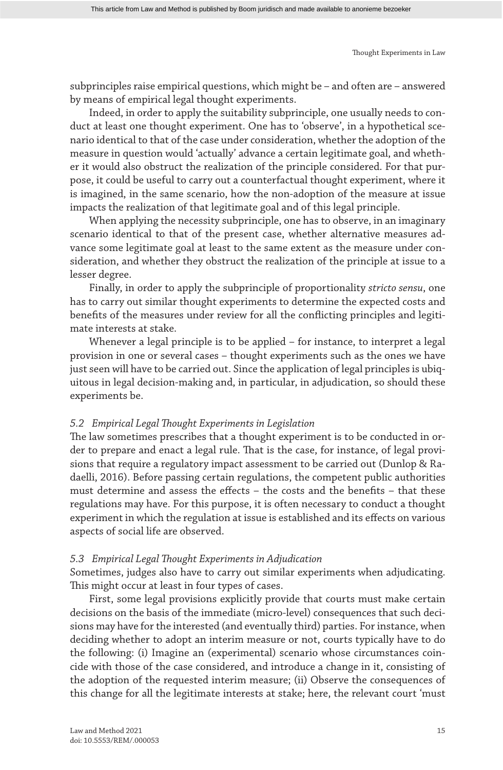subprinciples raise empirical questions, which might be – and often are – answered by means of empirical legal thought experiments.

Indeed, in order to apply the suitability subprinciple, one usually needs to conduct at least one thought experiment. One has to 'observe', in a hypothetical scenario identical to that of the case under consideration, whether the adoption of the measure in question would 'actually' advance a certain legitimate goal, and whether it would also obstruct the realization of the principle considered. For that purpose, it could be useful to carry out a counterfactual thought experiment, where it is imagined, in the same scenario, how the non-adoption of the measure at issue impacts the realization of that legitimate goal and of this legal principle.

When applying the necessity subprinciple, one has to observe, in an imaginary scenario identical to that of the present case, whether alternative measures advance some legitimate goal at least to the same extent as the measure under consideration, and whether they obstruct the realization of the principle at issue to a lesser degree.

Finally, in order to apply the subprinciple of proportionality *stricto sensu*, one has to carry out similar thought experiments to determine the expected costs and benefits of the measures under review for all the conflicting principles and legitimate interests at stake.

Whenever a legal principle is to be applied – for instance, to interpret a legal provision in one or several cases – thought experiments such as the ones we have just seen will have to be carried out. Since the application of legal principles is ubiquitous in legal decision-making and, in particular, in adjudication, so should these experiments be.

### *5.2 Empirical Legal Thought Experiments in Legislation*

The law sometimes prescribes that a thought experiment is to be conducted in order to prepare and enact a legal rule. That is the case, for instance, of legal provisions that require a regulatory impact assessment to be carried out (Dunlop & Radaelli, 2016). Before passing certain regulations, the competent public authorities must determine and assess the effects – the costs and the benefits – that these regulations may have. For this purpose, it is often necessary to conduct a thought experiment in which the regulation at issue is established and its effects on various aspects of social life are observed.

### *5.3 Empirical Legal Thought Experiments in Adjudication*

Sometimes, judges also have to carry out similar experiments when adjudicating. This might occur at least in four types of cases.

First, some legal provisions explicitly provide that courts must make certain decisions on the basis of the immediate (micro-level) consequences that such decisions may have for the interested (and eventually third) parties. For instance, when deciding whether to adopt an interim measure or not, courts typically have to do the following: (i) Imagine an (experimental) scenario whose circumstances coincide with those of the case considered, and introduce a change in it, consisting of the adoption of the requested interim measure; (ii) Observe the consequences of this change for all the legitimate interests at stake; here, the relevant court 'must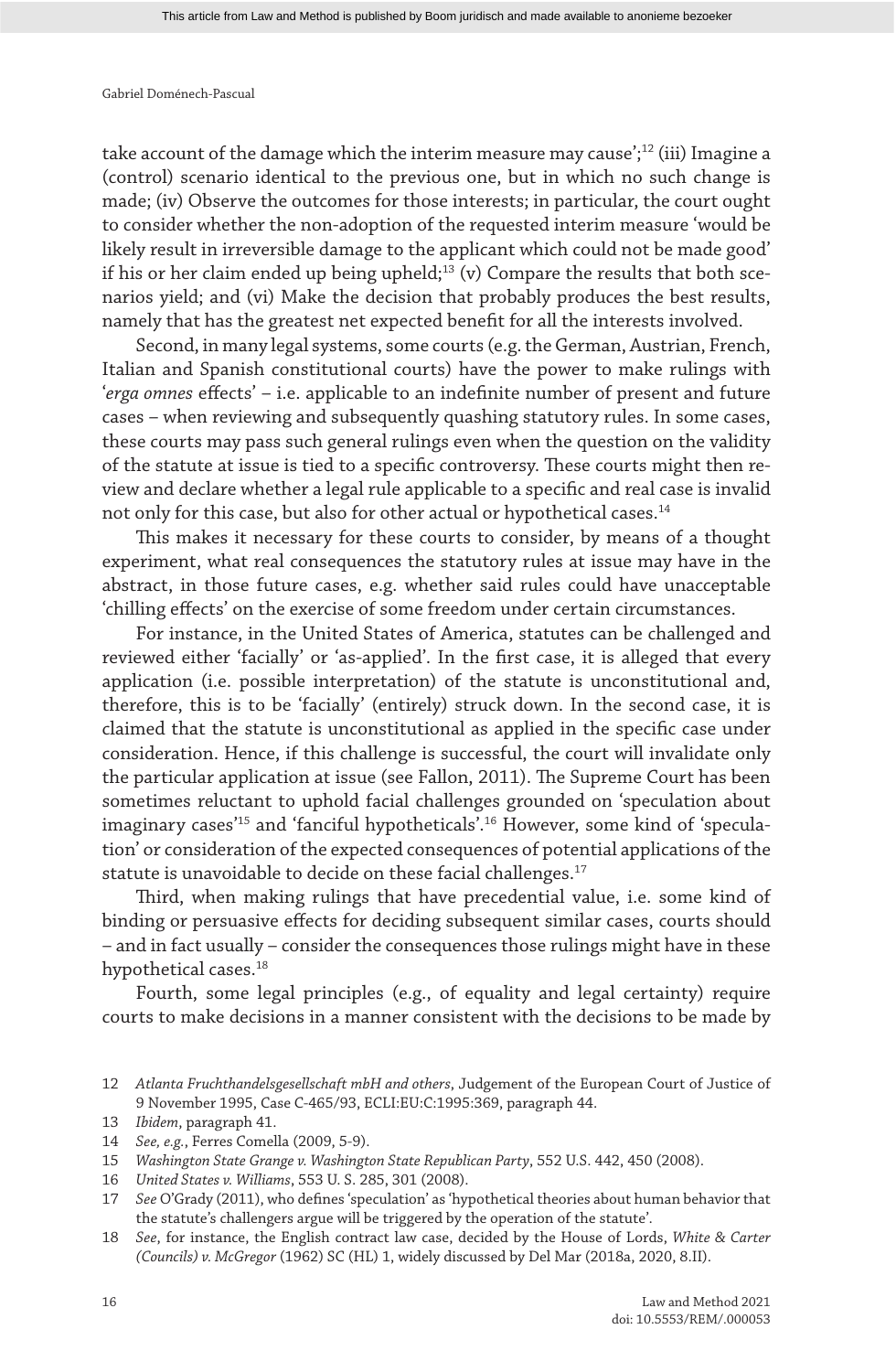take account of the damage which the interim measure may cause';[12] (iii) Imagine a (control) scenario identical to the previous one, but in which no such change is made; (iv) Observe the outcomes for those interests; in particular, the court ought to consider whether the non-adoption of the requested interim measure 'would be likely result in irreversible damage to the applicant which could not be made good' if his or her claim ended up being upheld;[13] (v) Compare the results that both scenarios yield; and (vi) Make the decision that probably produces the best results, namely that has the greatest net expected benefit for all the interests involved.

Second, in many legal systems, some courts (e.g. the German, Austrian, French, Italian and Spanish constitutional courts) have the power to make rulings with '*erga omnes* effects' – i.e. applicable to an indefinite number of present and future cases – when reviewing and subsequently quashing statutory rules. In some cases, these courts may pass such general rulings even when the question on the validity of the statute at issue is tied to a specific controversy. These courts might then review and declare whether a legal rule applicable to a specific and real case is invalid not only for this case, but also for other actual or hypothetical cases.[14]

This makes it necessary for these courts to consider, by means of a thought experiment, what real consequences the statutory rules at issue may have in the abstract, in those future cases, e.g. whether said rules could have unacceptable 'chilling effects' on the exercise of some freedom under certain circumstances.

For instance, in the United States of America, statutes can be challenged and reviewed either 'facially' or 'as-applied'. In the first case, it is alleged that every application (i.e. possible interpretation) of the statute is unconstitutional and, therefore, this is to be 'facially' (entirely) struck down. In the second case, it is claimed that the statute is unconstitutional as applied in the specific case under consideration. Hence, if this challenge is successful, the court will invalidate only the particular application at issue (see Fallon, 2011). The Supreme Court has been sometimes reluctant to uphold facial challenges grounded on 'speculation about imaginary cases'[15] and 'fanciful hypotheticals'.[16] However, some kind of 'speculation' or consideration of the expected consequences of potential applications of the statute is unavoidable to decide on these facial challenges.[17]

Third, when making rulings that have precedential value, i.e. some kind of binding or persuasive effects for deciding subsequent similar cases, courts should – and in fact usually – consider the consequences those rulings might have in these hypothetical cases.[18]

Fourth, some legal principles (e.g., of equality and legal certainty) require courts to make decisions in a manner consistent with the decisions to be made by

12 *Atlanta Fruchthandelsgesellschaft mbH and others*, Judgement of the European Court of Justice of 9 November 1995, Case C-465/93, ECLI:EU:C:1995:369, paragraph 44.

13 *Ibidem*, paragraph 41.

14 *See, e.g.*, Ferres Comella (2009, 5-9).

15 *Washington State Grange v. Washington State Republican Party*, 552 U.S. 442, 450 (2008).

16 *United States v. Williams*, 553 U. S. 285, 301 (2008).

17 *See* O'Grady (2011), who defines 'speculation' as 'hypothetical theories about human behavior that the statute's challengers argue will be triggered by the operation of the statute'.

18 *See*, for instance, the English contract law case, decided by the House of Lords, *White & Carter (Councils) v. McGregor* (1962) SC (HL) 1, widely discussed by Del Mar (2018a, 2020, 8.II).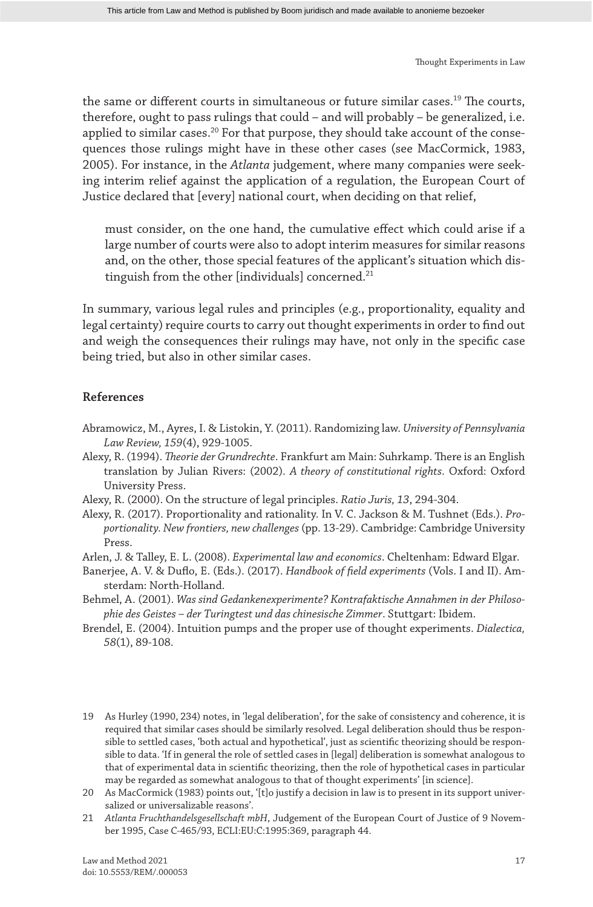the same or different courts in simultaneous or future similar cases.[19] The courts, therefore, ought to pass rulings that could – and will probably – be generalized, i.e. applied to similar cases.[20] For that purpose, they should take account of the consequences those rulings might have in these other cases (see MacCormick, 1983, 2005). For instance, in the *Atlanta* judgement, where many companies were seeking interim relief against the application of a regulation, the European Court of Justice declared that [every] national court, when deciding on that relief,

> must consider, on the one hand, the cumulative effect which could arise if a large number of courts were also to adopt interim measures for similar reasons and, on the other, those special features of the applicant's situation which distinguish from the other [individuals] concerned.[21]

In summary, various legal rules and principles (e.g., proportionality, equality and legal certainty) require courts to carry out thought experiments in order to find out and weigh the consequences their rulings may have, not only in the specific case being tried, but also in other similar cases.

## References

Abramowicz, M., Ayres, I. & Listokin, Y. (2011). Randomizing law. *University of Pennsylvania Law Review, 159*(4), 929-1005.

Alexy, R. (1994). *Theorie der Grundrechte*. Frankfurt am Main: Suhrkamp. There is an English translation by Julian Rivers: (2002). *A theory of constitutional rights*. Oxford: Oxford University Press.

Alexy, R. (2000). On the structure of legal principles. *Ratio Juris, 13*, 294-304.

Alexy, R. (2017). Proportionality and rationality. In V. C. Jackson & M. Tushnet (Eds.). *Proportionality. New frontiers, new challenges* (pp. 13-29). Cambridge: Cambridge University Press.

Arlen, J. & Talley, E. L. (2008). *Experimental law and economics*. Cheltenham: Edward Elgar.

Banerjee, A. V. & Duflo, E. (Eds.). (2017). *Handbook of field experiments* (Vols. I and II). Amsterdam: North-Holland.

Behmel, A. (2001). *Was sind Gedankenexperimente? Kontrafaktische Annahmen in der Philosophie des Geistes – der Turingtest und das chinesische Zimmer*. Stuttgart: Ibidem.

Brendel, E. (2004). Intuition pumps and the proper use of thought experiments. *Dialectica, 58*(1), 89-108.

---

19 As Hurley (1990, 234) notes, in 'legal deliberation', for the sake of consistency and coherence, it is required that similar cases should be similarly resolved. Legal deliberation should thus be responsible to settled cases, 'both actual and hypothetical', just as scientific theorizing should be responsible to data. 'If in general the role of settled cases in [legal] deliberation is somewhat analogous to that of experimental data in scientific theorizing, then the role of hypothetical cases in particular may be regarded as somewhat analogous to that of thought experiments' [in science].

20 As MacCormick (1983) points out, '[t]o justify a decision in law is to present in its support universalized or universalizable reasons'.

21 *Atlanta Fruchthandelsgesellschaft mbH*, Judgement of the European Court of Justice of 9 November 1995, Case C-465/93, ECLI:EU:C:1995:369, paragraph 44.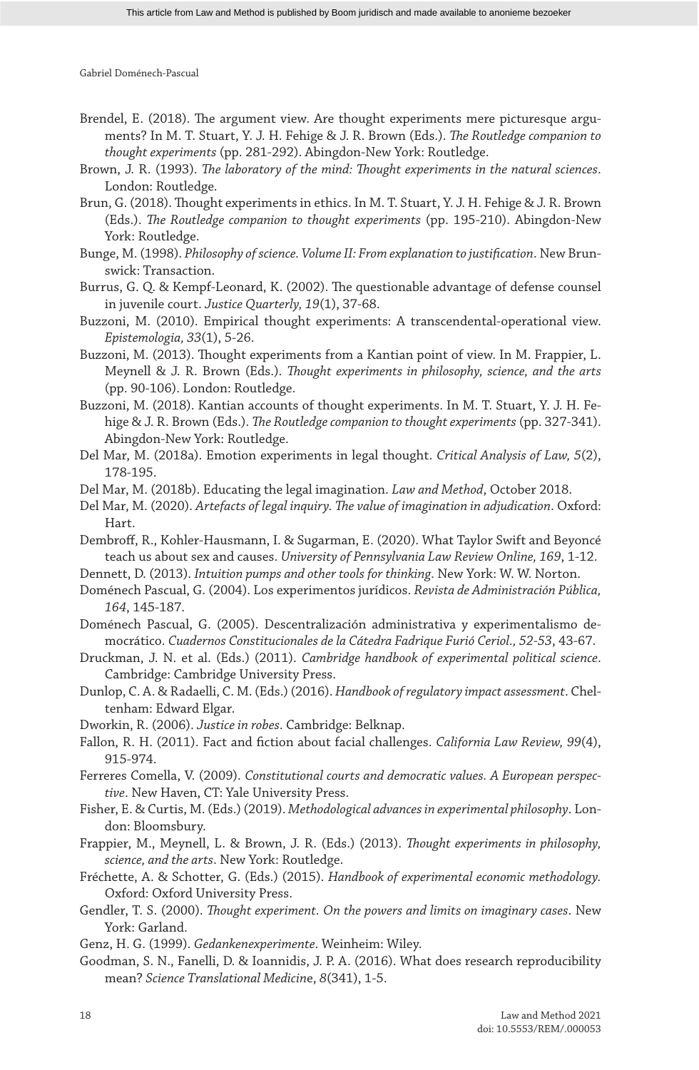Brendel, E. (2018). The argument view. Are thought experiments mere picturesque arguments? In M. T. Stuart, Y. J. H. Fehige & J. R. Brown (Eds.). *The Routledge companion to thought experiments* (pp. 281-292). Abingdon-New York: Routledge.

Brown, J. R. (1993). *The laboratory of the mind: Thought experiments in the natural sciences*. London: Routledge.

Brun, G. (2018). Thought experiments in ethics. In M. T. Stuart, Y. J. H. Fehige & J. R. Brown (Eds.). *The Routledge companion to thought experiments* (pp. 195-210). Abingdon-New York: Routledge.

Bunge, M. (1998). *Philosophy of science. Volume II: From explanation to justification*. New Brunswick: Transaction.

Burrus, G. Q. & Kempf-Leonard, K. (2002). The questionable advantage of defense counsel in juvenile court. *Justice Quarterly, 19*(1), 37-68.

Buzzoni, M. (2010). Empirical thought experiments: A transcendental-operational view. *Epistemologia, 33*(1), 5-26.

Buzzoni, M. (2013). Thought experiments from a Kantian point of view. In M. Frappier, L. Meynell & J. R. Brown (Eds.). *Thought experiments in philosophy, science, and the arts* (pp. 90-106). London: Routledge.

Buzzoni, M. (2018). Kantian accounts of thought experiments. In M. T. Stuart, Y. J. H. Fehige & J. R. Brown (Eds.). *The Routledge companion to thought experiments* (pp. 327-341). Abingdon-New York: Routledge.

Del Mar, M. (2018a). Emotion experiments in legal thought. *Critical Analysis of Law, 5*(2), 178-195.

Del Mar, M. (2018b). Educating the legal imagination. *Law and Method*, October 2018.

Del Mar, M. (2020). *Artefacts of legal inquiry. The value of imagination in adjudication*. Oxford: Hart.

Dembroff, R., Kohler-Hausmann, I. & Sugarman, E. (2020). What Taylor Swift and Beyoncé teach us about sex and causes. *University of Pennsylvania Law Review Online, 169*, 1-12.

Dennett, D. (2013). *Intuition pumps and other tools for thinking*. New York: W. W. Norton.

Doménech Pascual, G. (2004). Los experimentos jurídicos. *Revista de Administración Pública, 164*, 145-187.

Doménech Pascual, G. (2005). Descentralización administrativa y experimentalismo democrático. *Cuadernos Constitucionales de la Cátedra Fadrique Furió Ceriol., 52-53*, 43-67.

Druckman, J. N. et al. (Eds.) (2011). *Cambridge handbook of experimental political science*. Cambridge: Cambridge University Press.

Dunlop, C. A. & Radaelli, C. M. (Eds.) (2016). *Handbook of regulatory impact assessment*. Cheltenham: Edward Elgar.

Dworkin, R. (2006). *Justice in robes*. Cambridge: Belknap.

Fallon, R. H. (2011). Fact and fiction about facial challenges. *California Law Review, 99*(4), 915-974.

Ferreres Comella, V. (2009). *Constitutional courts and democratic values. A European perspective*. New Haven, CT: Yale University Press.

Fisher, E. & Curtis, M. (Eds.) (2019). *Methodological advances in experimental philosophy*. London: Bloomsbury.

Frappier, M., Meynell, L. & Brown, J. R. (Eds.) (2013). *Thought experiments in philosophy, science, and the arts*. New York: Routledge.

Fréchette, A. & Schotter, G. (Eds.) (2015). *Handbook of experimental economic methodology*. Oxford: Oxford University Press.

Gendler, T. S. (2000). *Thought experiment. On the powers and limits on imaginary cases*. New York: Garland.

Genz, H. G. (1999). *Gedankenexperimente*. Weinheim: Wiley.

Goodman, S. N., Fanelli, D. & Ioannidis, J. P. A. (2016). What does research reproducibility mean? *Science Translational Medicine, 8*(341), 1-5.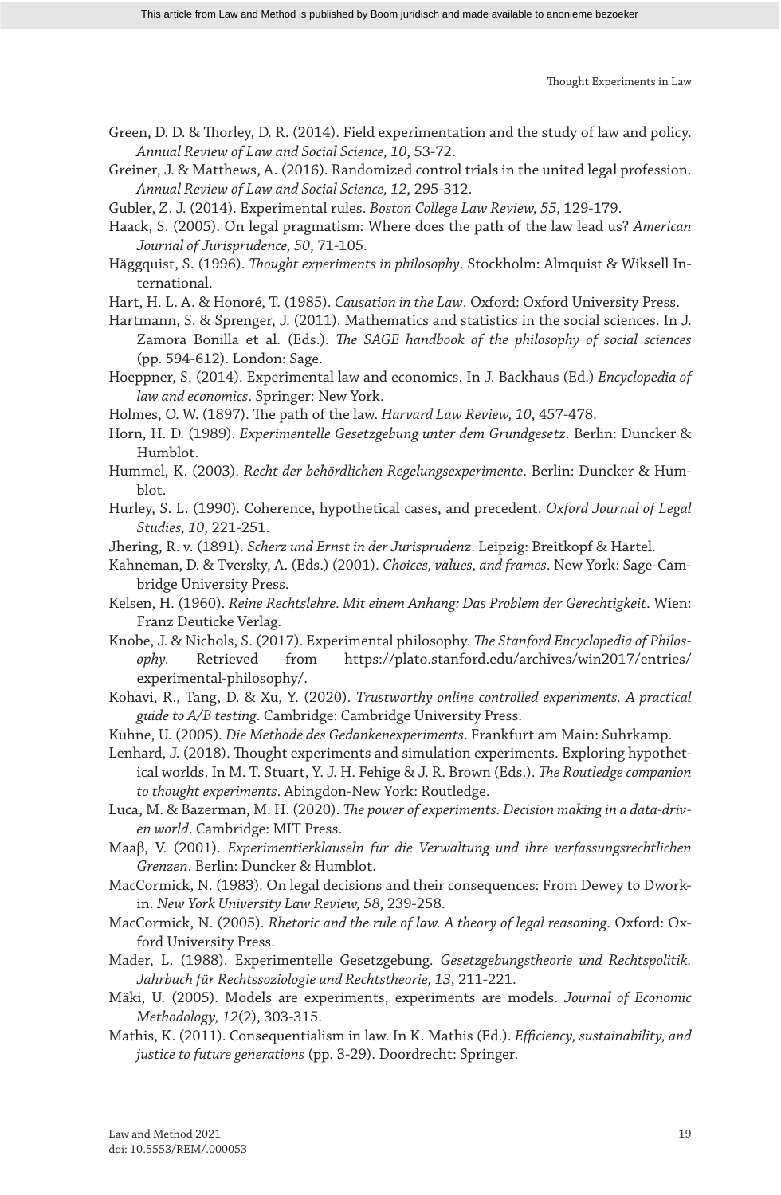Green, D. D. & Thorley, D. R. (2014). Field experimentation and the study of law and policy. *Annual Review of Law and Social Science, 10*, 53-72.

Greiner, J. & Matthews, A. (2016). Randomized control trials in the united legal profession. *Annual Review of Law and Social Science, 12*, 295-312.

Gubler, Z. J. (2014). Experimental rules. *Boston College Law Review, 55*, 129-179.

Haack, S. (2005). On legal pragmatism: Where does the path of the law lead us? *American Journal of Jurisprudence, 50*, 71-105.

Häggquist, S. (1996). *Thought experiments in philosophy*. Stockholm: Almquist & Wiksell International.

Hart, H. L. A. & Honoré, T. (1985). *Causation in the Law*. Oxford: Oxford University Press.

Hartmann, S. & Sprenger, J. (2011). Mathematics and statistics in the social sciences. In J. Zamora Bonilla et al. (Eds.). *The SAGE handbook of the philosophy of social sciences* (pp. 594-612). London: Sage.

Hoeppner, S. (2014). Experimental law and economics. In J. Backhaus (Ed.) *Encyclopedia of law and economics*. Springer: New York.

Holmes, O. W. (1897). The path of the law. *Harvard Law Review, 10*, 457-478.

Horn, H. D. (1989). *Experimentelle Gesetzgebung unter dem Grundgesetz*. Berlin: Duncker & Humblot.

Hummel, K. (2003). *Recht der behördlichen Regelungsexperimente*. Berlin: Duncker & Humblot.

Hurley, S. L. (1990). Coherence, hypothetical cases, and precedent. *Oxford Journal of Legal Studies, 10*, 221-251.

Jhering, R. v. (1891). *Scherz und Ernst in der Jurisprudenz*. Leipzig: Breitkopf & Härtel.

Kahneman, D. & Tversky, A. (Eds.) (2001). *Choices, values, and frames*. New York: Sage-Cambridge University Press.

Kelsen, H. (1960). *Reine Rechtslehre. Mit einem Anhang: Das Problem der Gerechtigkeit*. Wien: Franz Deuticke Verlag.

Knobe, J. & Nichols, S. (2017). Experimental philosophy. *The Stanford Encyclopedia of Philosophy*. Retrieved from https://plato.stanford.edu/archives/win2017/entries/experimental-philosophy/.

Kohavi, R., Tang, D. & Xu, Y. (2020). *Trustworthy online controlled experiments. A practical guide to A/B testing*. Cambridge: Cambridge University Press.

Kühne, U. (2005). *Die Methode des Gedankenexperiments*. Frankfurt am Main: Suhrkamp.

Lenhard, J. (2018). Thought experiments and simulation experiments. Exploring hypothetical worlds. In M. T. Stuart, Y. J. H. Fehige & J. R. Brown (Eds.). *The Routledge companion to thought experiments*. Abingdon-New York: Routledge.

Luca, M. & Bazerman, M. H. (2020). *The power of experiments. Decision making in a data-driven world*. Cambridge: MIT Press.

Maaβ, V. (2001). *Experimentierklauseln für die Verwaltung und ihre verfassungsrechtlichen Grenzen*. Berlin: Duncker & Humblot.

MacCormick, N. (1983). On legal decisions and their consequences: From Dewey to Dworkin. *New York University Law Review, 58*, 239-258.

MacCormick, N. (2005). *Rhetoric and the rule of law. A theory of legal reasoning*. Oxford: Oxford University Press.

Mader, L. (1988). Experimentelle Gesetzgebung. *Gesetzgebungstheorie und Rechtspolitik. Jahrbuch für Rechtssoziologie und Rechtstheorie, 13*, 211-221.

Mäki, U. (2005). Models are experiments, experiments are models. *Journal of Economic Methodology, 12*(2), 303-315.

Mathis, K. (2011). Consequentialism in law. In K. Mathis (Ed.). *Efficiency, sustainability, and justice to future generations* (pp. 3-29). Doordrecht: Springer.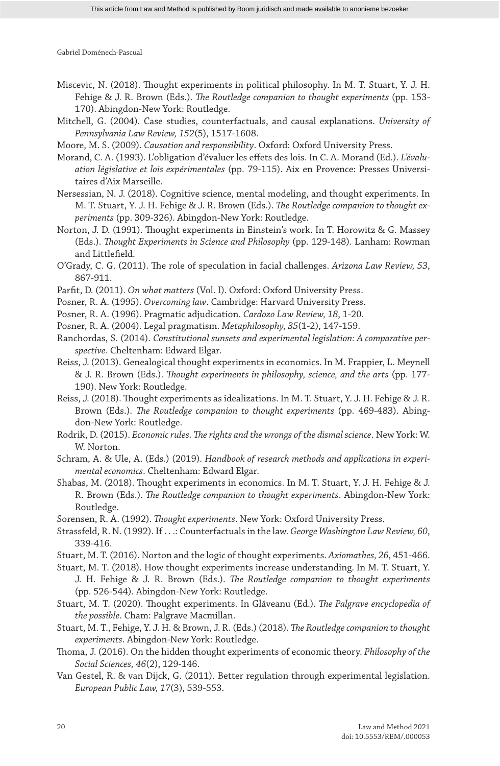Miscevic, N. (2018). Thought experiments in political philosophy. In M. T. Stuart, Y. J. H. Fehige & J. R. Brown (Eds.). *The Routledge companion to thought experiments* (pp. 153-170). Abingdon-New York: Routledge.

Mitchell, G. (2004). Case studies, counterfactuals, and causal explanations. *University of Pennsylvania Law Review, 152*(5), 1517-1608.

Moore, M. S. (2009). *Causation and responsibility*. Oxford: Oxford University Press.

Morand, C. A. (1993). L'obligation d'évaluer les effets des lois. In C. A. Morand (Ed.). *L'évaluation législative et lois expérimentales* (pp. 79-115). Aix en Provence: Presses Universitaires d'Aix Marseille.

Nersessian, N. J. (2018). Cognitive science, mental modeling, and thought experiments. In M. T. Stuart, Y. J. H. Fehige & J. R. Brown (Eds.). *The Routledge companion to thought experiments* (pp. 309-326). Abingdon-New York: Routledge.

Norton, J. D. (1991). Thought experiments in Einstein's work. In T. Horowitz & G. Massey (Eds.). *Thought Experiments in Science and Philosophy* (pp. 129-148). Lanham: Rowman and Littlefield.

O'Grady, C. G. (2011). The role of speculation in facial challenges. *Arizona Law Review, 53*, 867-911.

Parfit, D. (2011). *On what matters* (Vol. I). Oxford: Oxford University Press.

Posner, R. A. (1995). *Overcoming law*. Cambridge: Harvard University Press.

Posner, R. A. (1996). Pragmatic adjudication. *Cardozo Law Review, 18*, 1-20.

Posner, R. A. (2004). Legal pragmatism. *Metaphilosophy, 35*(1-2), 147-159.

Ranchordas, S. (2014). *Constitutional sunsets and experimental legislation: A comparative perspective*. Cheltenham: Edward Elgar.

Reiss, J. (2013). Genealogical thought experiments in economics. In M. Frappier, L. Meynell & J. R. Brown (Eds.). *Thought experiments in philosophy, science, and the arts* (pp. 177-190). New York: Routledge.

Reiss, J. (2018). Thought experiments as idealizations. In M. T. Stuart, Y. J. H. Fehige & J. R. Brown (Eds.). *The Routledge companion to thought experiments* (pp. 469-483). Abingdon-New York: Routledge.

Rodrik, D. (2015). *Economic rules. The rights and the wrongs of the dismal science*. New York: W. W. Norton.

Schram, A. & Ule, A. (Eds.) (2019). *Handbook of research methods and applications in experimental economics*. Cheltenham: Edward Elgar.

Shabas, M. (2018). Thought experiments in economics. In M. T. Stuart, Y. J. H. Fehige & J. R. Brown (Eds.). *The Routledge companion to thought experiments*. Abingdon-New York: Routledge.

Sorensen, R. A. (1992). *Thought experiments*. New York: Oxford University Press.

Strassfeld, R. N. (1992). If . . .: Counterfactuals in the law. *George Washington Law Review, 60*, 339-416.

Stuart, M. T. (2016). Norton and the logic of thought experiments. *Axiomathes, 26*, 451-466.

Stuart, M. T. (2018). How thought experiments increase understanding. In M. T. Stuart, Y. J. H. Fehige & J. R. Brown (Eds.). *The Routledge companion to thought experiments* (pp. 526-544). Abingdon-New York: Routledge.

Stuart, M. T. (2020). Thought experiments. In Glăveanu (Ed.). *The Palgrave encyclopedia of the possible*. Cham: Palgrave Macmillan.

Stuart, M. T., Fehige, Y. J. H. & Brown, J. R. (Eds.) (2018). *The Routledge companion to thought experiments*. Abingdon-New York: Routledge.

Thoma, J. (2016). On the hidden thought experiments of economic theory. *Philosophy of the Social Sciences, 46*(2), 129-146.

Van Gestel, R. & van Dijck, G. (2011). Better regulation through experimental legislation. *European Public Law, 17*(3), 539-553.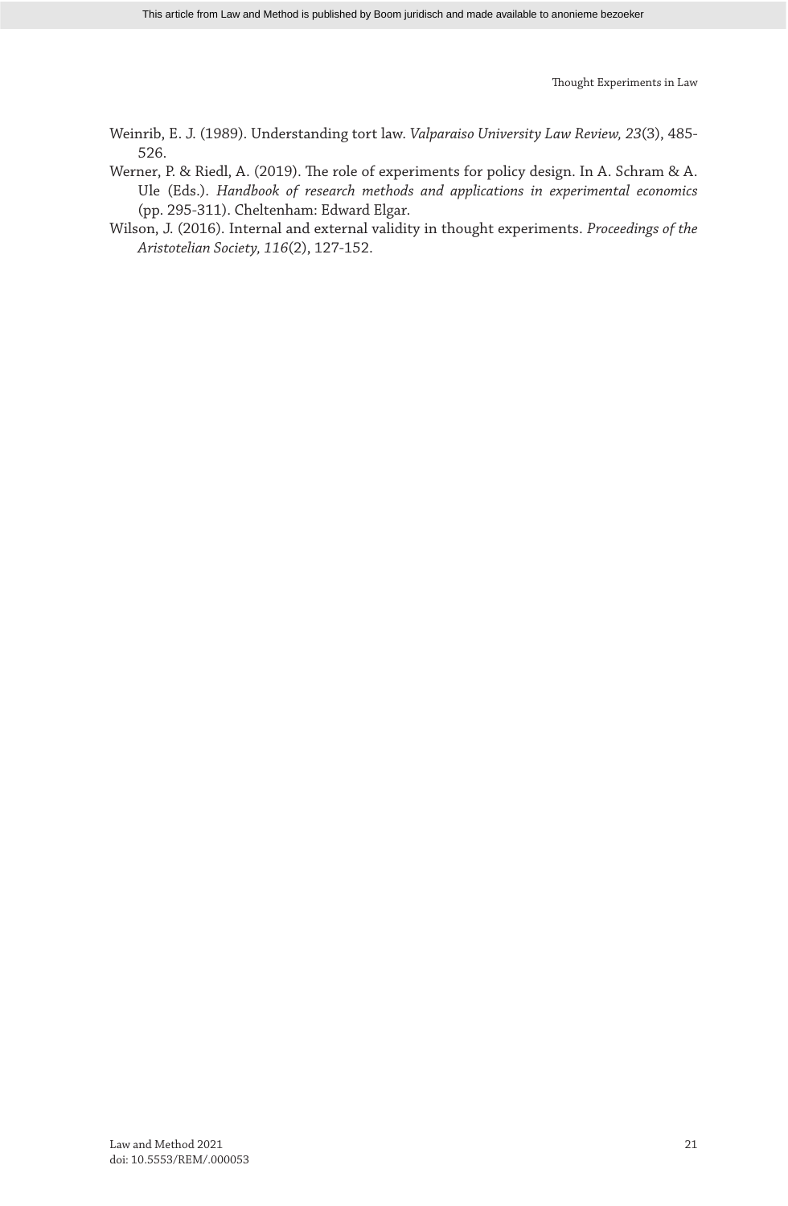Weinrib, E. J. (1989). Understanding tort law. *Valparaiso University Law Review, 23*(3), 485-526.

Werner, P. & Riedl, A. (2019). The role of experiments for policy design. In A. Schram & A. Ule (Eds.). *Handbook of research methods and applications in experimental economics* (pp. 295-311). Cheltenham: Edward Elgar.

Wilson, J. (2016). Internal and external validity in thought experiments. *Proceedings of the Aristotelian Society, 116*(2), 127-152.